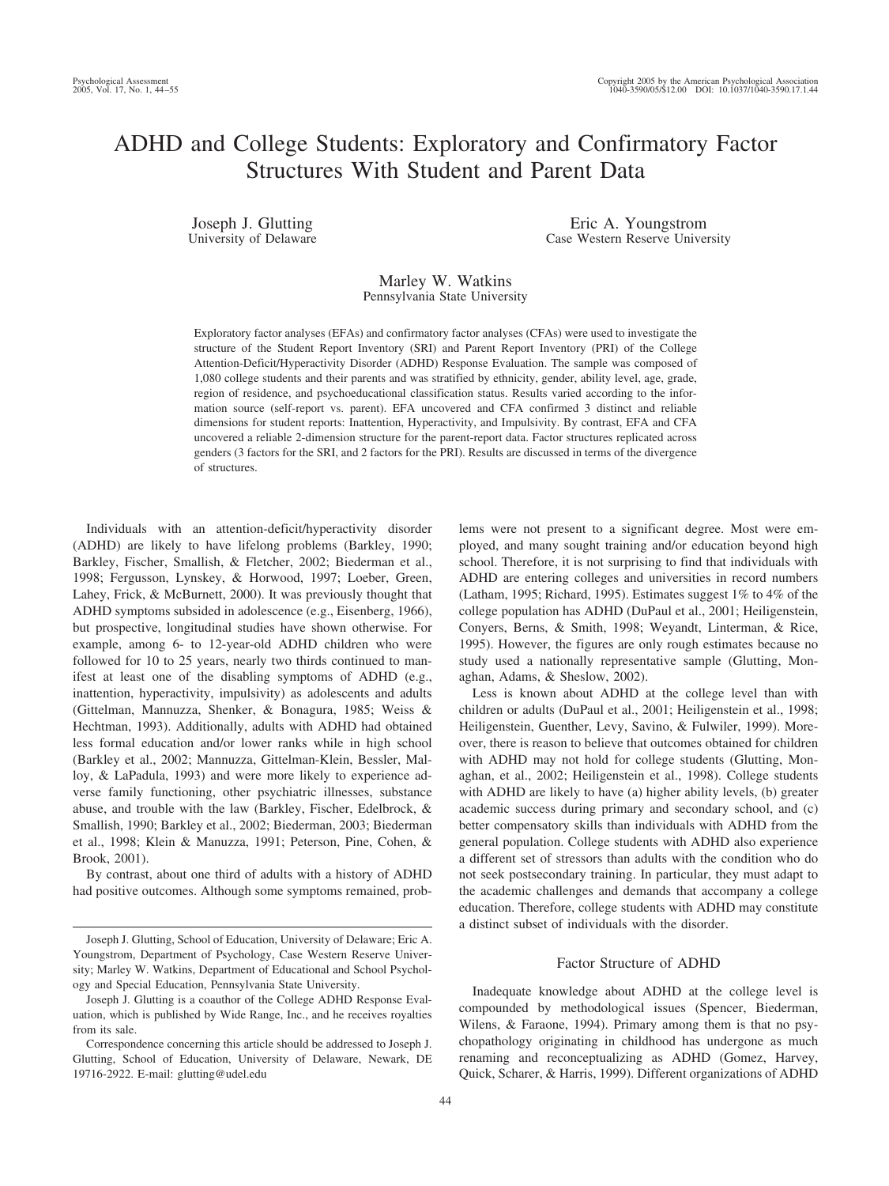# ADHD and College Students: Exploratory and Confirmatory Factor Structures With Student and Parent Data

Joseph J. Glutting
University of Delaware

Eric A. Youngstrom
Case Western Reserve University

Marley W. Watkins
Pennsylvania State University

Exploratory factor analyses (EFAs) and confirmatory factor analyses (CFAs) were used to investigate the structure of the Student Report Inventory (SRI) and Parent Report Inventory (PRI) of the College Attention-Deficit/Hyperactivity Disorder (ADHD) Response Evaluation. The sample was composed of 1,080 college students and their parents and was stratified by ethnicity, gender, ability level, age, grade, region of residence, and psychoeducational classification status. Results varied according to the information source (self-report vs. parent). EFA uncovered and CFA confirmed 3 distinct and reliable dimensions for student reports: Inattention, Hyperactivity, and Impulsivity. By contrast, EFA and CFA uncovered a reliable 2-dimension structure for the parent-report data. Factor structures replicated across genders (3 factors for the SRI, and 2 factors for the PRI). Results are discussed in terms of the divergence of structures.

Individuals with an attention-deficit/hyperactivity disorder (ADHD) are likely to have lifelong problems (Barkley, 1990; Barkley, Fischer, Smallish, & Fletcher, 2002; Biederman et al., 1998; Fergusson, Lynskey, & Horwood, 1997; Loeber, Green, Lahey, Frick, & McBurnett, 2000). It was previously thought that ADHD symptoms subsided in adolescence (e.g., Eisenberg, 1966), but prospective, longitudinal studies have shown otherwise. For example, among 6- to 12-year-old ADHD children who were followed for 10 to 25 years, nearly two thirds continued to manifest at least one of the disabling symptoms of ADHD (e.g., inattention, hyperactivity, impulsivity) as adolescents and adults (Gittelman, Mannuzza, Shenker, & Bonagura, 1985; Weiss & Hechtman, 1993). Additionally, adults with ADHD had obtained less formal education and/or lower ranks while in high school (Barkley et al., 2002; Mannuzza, Gittelman-Klein, Bessler, Malloy, & LaPadula, 1993) and were more likely to experience adverse family functioning, other psychiatric illnesses, substance abuse, and trouble with the law (Barkley, Fischer, Edelbrock, & Smallish, 1990; Barkley et al., 2002; Biederman, 2003; Biederman et al., 1998; Klein & Manuzza, 1991; Peterson, Pine, Cohen, & Brook, 2001).

By contrast, about one third of adults with a history of ADHD had positive outcomes. Although some symptoms remained, problems were not present to a significant degree. Most were employed, and many sought training and/or education beyond high school. Therefore, it is not surprising to find that individuals with ADHD are entering colleges and universities in record numbers (Latham, 1995; Richard, 1995). Estimates suggest 1% to 4% of the college population has ADHD (DuPaul et al., 2001; Heiligenstein, Conyers, Berns, & Smith, 1998; Weyandt, Linterman, & Rice, 1995). However, the figures are only rough estimates because no study used a nationally representative sample (Glutting, Monaghan, Adams, & Sheslow, 2002).

Less is known about ADHD at the college level than with children or adults (DuPaul et al., 2001; Heiligenstein et al., 1998; Heiligenstein, Guenther, Levy, Savino, & Fulwiler, 1999). Moreover, there is reason to believe that outcomes obtained for children with ADHD may not hold for college students (Glutting, Monaghan, et al., 2002; Heiligenstein et al., 1998). College students with ADHD are likely to have (a) higher ability levels, (b) greater academic success during primary and secondary school, and (c) better compensatory skills than individuals with ADHD from the general population. College students with ADHD also experience a different set of stressors than adults with the condition who do not seek postsecondary training. In particular, they must adapt to the academic challenges and demands that accompany a college education. Therefore, college students with ADHD may constitute a distinct subset of individuals with the disorder.

## Factor Structure of ADHD

Inadequate knowledge about ADHD at the college level is compounded by methodological issues (Spencer, Biederman, Wilens, & Faraone, 1994). Primary among them is that no psychopathology originating in childhood has undergone as much renaming and reconceptualizing as ADHD (Gomez, Harvey, Quick, Scharer, & Harris, 1999). Different organizations of ADHD

---

Joseph J. Glutting, School of Education, University of Delaware; Eric A. Youngstrom, Department of Psychology, Case Western Reserve University; Marley W. Watkins, Department of Educational and School Psychology and Special Education, Pennsylvania State University.

Joseph J. Glutting is a coauthor of the College ADHD Response Evaluation, which is published by Wide Range, Inc., and he receives royalties from its sale.

Correspondence concerning this article should be addressed to Joseph J. Glutting, School of Education, University of Delaware, Newark, DE 19716-2922. E-mail: glutting@udel.edu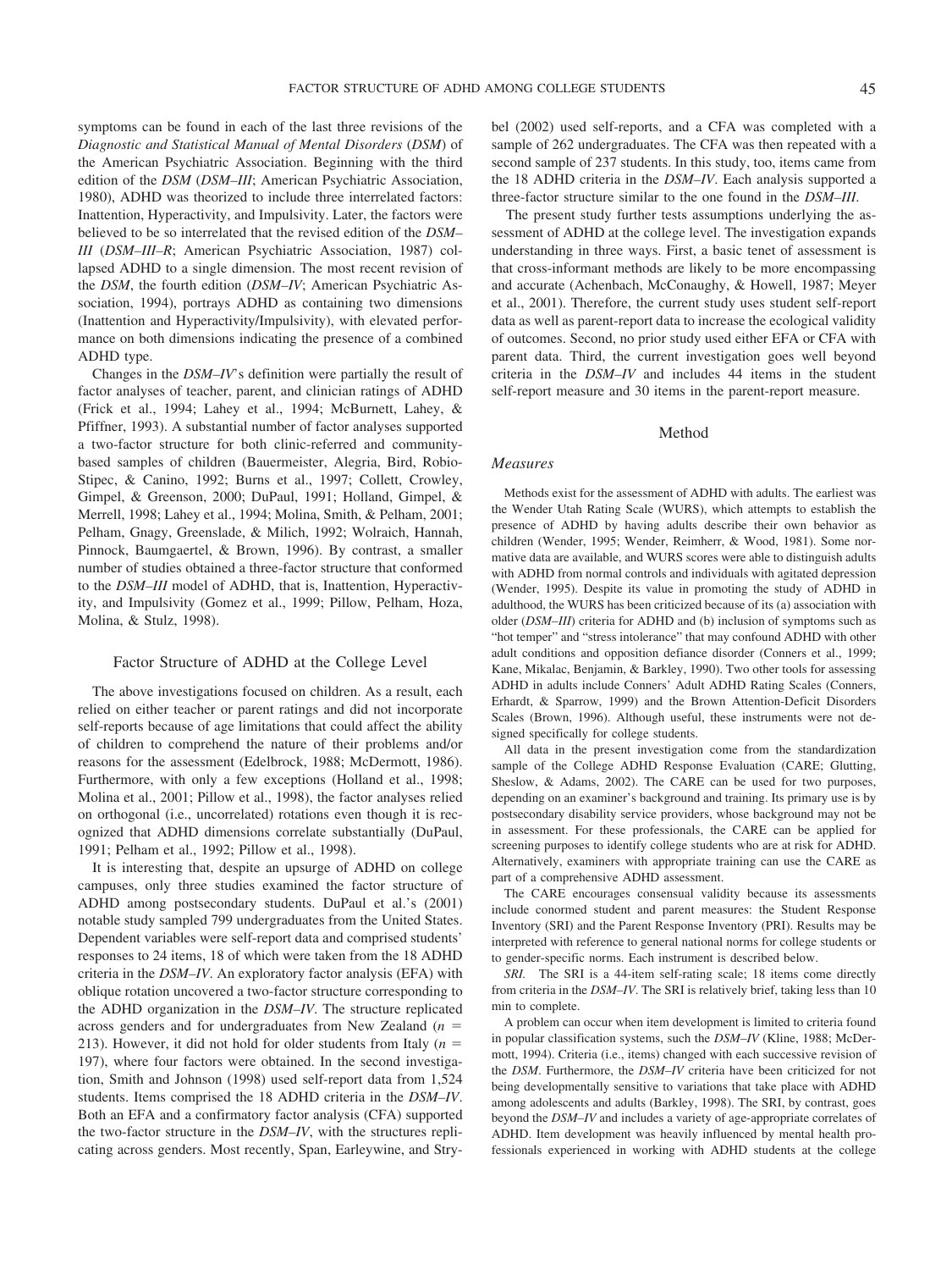symptoms can be found in each of the last three revisions of the *Diagnostic and Statistical Manual of Mental Disorders* (*DSM*) of the American Psychiatric Association. Beginning with the third edition of the *DSM* (*DSM–III*; American Psychiatric Association, 1980), ADHD was theorized to include three interrelated factors: Inattention, Hyperactivity, and Impulsivity. Later, the factors were believed to be so interrelated that the revised edition of the *DSM–III* (*DSM–III–R*; American Psychiatric Association, 1987) collapsed ADHD to a single dimension. The most recent revision of the *DSM*, the fourth edition (*DSM–IV*; American Psychiatric Association, 1994), portrays ADHD as containing two dimensions (Inattention and Hyperactivity/Impulsivity), with elevated performance on both dimensions indicating the presence of a combined ADHD type.

Changes in the *DSM–IV*'s definition were partially the result of factor analyses of teacher, parent, and clinician ratings of ADHD (Frick et al., 1994; Lahey et al., 1994; McBurnett, Lahey, & Pfiffner, 1993). A substantial number of factor analyses supported a two-factor structure for both clinic-referred and community-based samples of children (Bauermeister, Alegria, Bird, Robio-Stipec, & Canino, 1992; Burns et al., 1997; Collett, Crowley, Gimpel, & Greenson, 2000; DuPaul, 1991; Holland, Gimpel, & Merrell, 1998; Lahey et al., 1994; Molina, Smith, & Pelham, 2001; Pelham, Gnagy, Greenslade, & Milich, 1992; Wolraich, Hannah, Pinnock, Baumgaertel, & Brown, 1996). By contrast, a smaller number of studies obtained a three-factor structure that conformed to the *DSM–III* model of ADHD, that is, Inattention, Hyperactivity, and Impulsivity (Gomez et al., 1999; Pillow, Pelham, Hoza, Molina, & Stulz, 1998).

## Factor Structure of ADHD at the College Level

The above investigations focused on children. As a result, each relied on either teacher or parent ratings and did not incorporate self-reports because of age limitations that could affect the ability of children to comprehend the nature of their problems and/or reasons for the assessment (Edelbrock, 1988; McDermott, 1986). Furthermore, with only a few exceptions (Holland et al., 1998; Molina et al., 2001; Pillow et al., 1998), the factor analyses relied on orthogonal (i.e., uncorrelated) rotations even though it is recognized that ADHD dimensions correlate substantially (DuPaul, 1991; Pelham et al., 1992; Pillow et al., 1998).

It is interesting that, despite an upsurge of ADHD on college campuses, only three studies examined the factor structure of ADHD among postsecondary students. DuPaul et al.'s (2001) notable study sampled 799 undergraduates from the United States. Dependent variables were self-report data and comprised students' responses to 24 items, 18 of which were taken from the 18 ADHD criteria in the *DSM–IV*. An exploratory factor analysis (EFA) with oblique rotation uncovered a two-factor structure corresponding to the ADHD organization in the *DSM–IV*. The structure replicated across genders and for undergraduates from New Zealand ($n$ = 213). However, it did not hold for older students from Italy ($n$ = 197), where four factors were obtained. In the second investigation, Smith and Johnson (1998) used self-report data from 1,524 students. Items comprised the 18 ADHD criteria in the *DSM–IV*. Both an EFA and a confirmatory factor analysis (CFA) supported the two-factor structure in the *DSM–IV*, with the structures replicating across genders. Most recently, Span, Earleywine, and Strybel (2002) used self-reports, and a CFA was completed with a sample of 262 undergraduates. The CFA was then repeated with a second sample of 237 students. In this study, too, items came from the 18 ADHD criteria in the *DSM–IV*. Each analysis supported a three-factor structure similar to the one found in the *DSM–III*.

The present study further tests assumptions underlying the assessment of ADHD at the college level. The investigation expands understanding in three ways. First, a basic tenet of assessment is that cross-informant methods are likely to be more encompassing and accurate (Achenbach, McConaughy, & Howell, 1987; Meyer et al., 2001). Therefore, the current study uses student self-report data as well as parent-report data to increase the ecological validity of outcomes. Second, no prior study used either EFA or CFA with parent data. Third, the current investigation goes well beyond criteria in the *DSM–IV* and includes 44 items in the student self-report measure and 30 items in the parent-report measure.

## Method

### Measures

Methods exist for the assessment of ADHD with adults. The earliest was the Wender Utah Rating Scale (WURS), which attempts to establish the presence of ADHD by having adults describe their own behavior as children (Wender, 1995; Wender, Reimherr, & Wood, 1981). Some normative data are available, and WURS scores were able to distinguish adults with ADHD from normal controls and individuals with agitated depression (Wender, 1995). Despite its value in promoting the study of ADHD in adulthood, the WURS has been criticized because of its (a) association with older (*DSM–III*) criteria for ADHD and (b) inclusion of symptoms such as "hot temper" and "stress intolerance" that may confound ADHD with other adult conditions and opposition defiance disorder (Conners et al., 1999; Kane, Mikalac, Benjamin, & Barkley, 1990). Two other tools for assessing ADHD in adults include Conners' Adult ADHD Rating Scales (Conners, Erhardt, & Sparrow, 1999) and the Brown Attention-Deficit Disorders Scales (Brown, 1996). Although useful, these instruments were not designed specifically for college students.

All data in the present investigation come from the standardization sample of the College ADHD Response Evaluation (CARE; Glutting, Sheslow, & Adams, 2002). The CARE can be used for two purposes, depending on an examiner's background and training. Its primary use is by postsecondary disability service providers, whose background may not be in assessment. For these professionals, the CARE can be applied for screening purposes to identify college students who are at risk for ADHD. Alternatively, examiners with appropriate training can use the CARE as part of a comprehensive ADHD assessment.

The CARE encourages consensual validity because its assessments include conormed student and parent measures: the Student Response Inventory (SRI) and the Parent Response Inventory (PRI). Results may be interpreted with reference to general national norms for college students or to gender-specific norms. Each instrument is described below.

*SRI.* The SRI is a 44-item self-rating scale; 18 items come directly from criteria in the *DSM–IV*. The SRI is relatively brief, taking less than 10 min to complete.

A problem can occur when item development is limited to criteria found in popular classification systems, such the *DSM–IV* (Kline, 1988; McDermott, 1994). Criteria (i.e., items) changed with each successive revision of the *DSM*. Furthermore, the *DSM–IV* criteria have been criticized for not being developmentally sensitive to variations that take place with ADHD among adolescents and adults (Barkley, 1998). The SRI, by contrast, goes beyond the *DSM–IV* and includes a variety of age-appropriate correlates of ADHD. Item development was heavily influenced by mental health professionals experienced in working with ADHD students at the college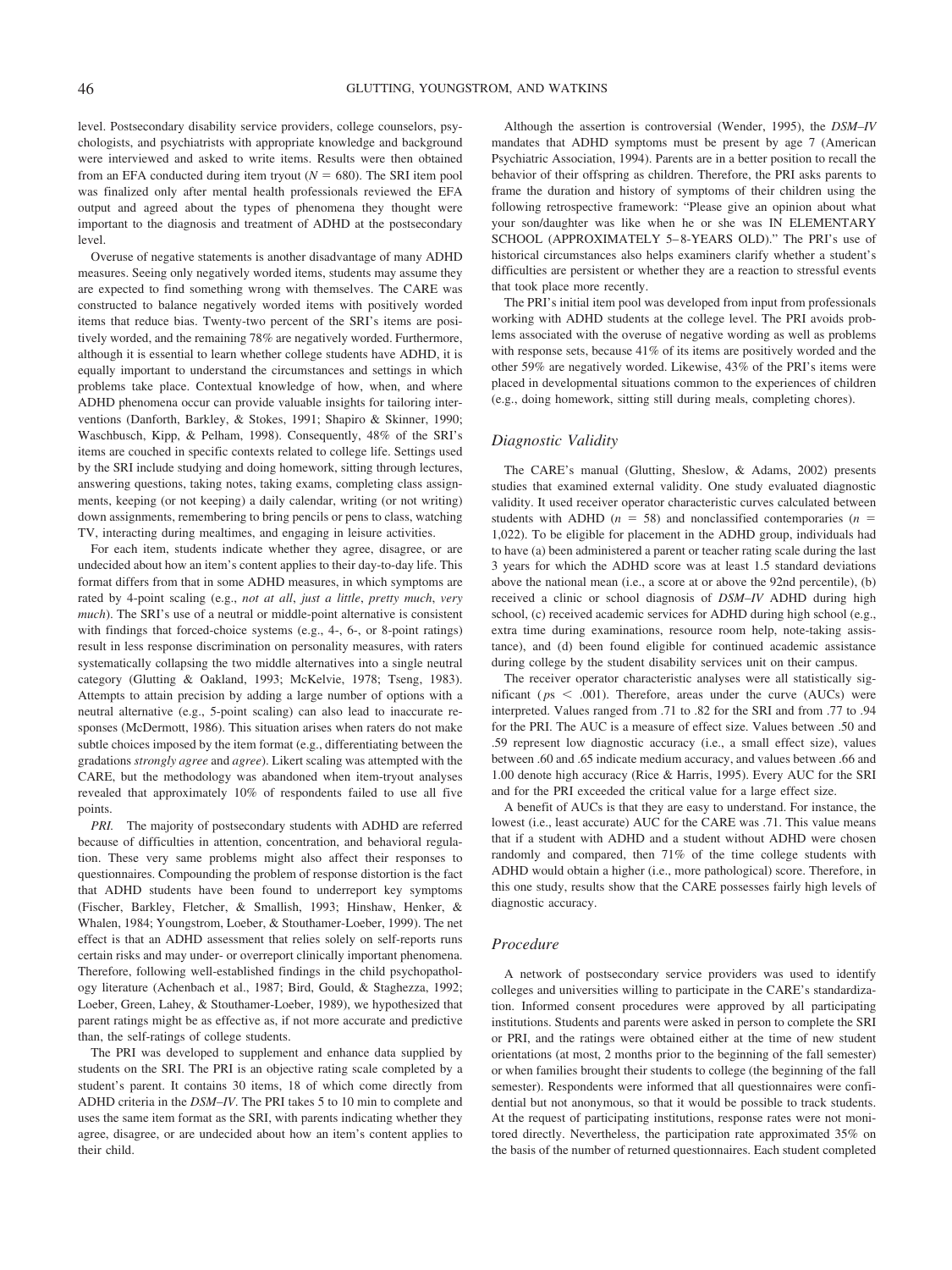level. Postsecondary disability service providers, college counselors, psychologists, and psychiatrists with appropriate knowledge and background were interviewed and asked to write items. Results were then obtained from an EFA conducted during item tryout ($N = 680$). The SRI item pool was finalized only after mental health professionals reviewed the EFA output and agreed about the types of phenomena they thought were important to the diagnosis and treatment of ADHD at the postsecondary level.

Overuse of negative statements is another disadvantage of many ADHD measures. Seeing only negatively worded items, students may assume they are expected to find something wrong with themselves. The CARE was constructed to balance negatively worded items with positively worded items that reduce bias. Twenty-two percent of the SRI's items are positively worded, and the remaining 78% are negatively worded. Furthermore, although it is essential to learn whether college students have ADHD, it is equally important to understand the circumstances and settings in which problems take place. Contextual knowledge of how, when, and where ADHD phenomena occur can provide valuable insights for tailoring interventions (Danforth, Barkley, & Stokes, 1991; Shapiro & Skinner, 1990; Waschbusch, Kipp, & Pelham, 1998). Consequently, 48% of the SRI's items are couched in specific contexts related to college life. Settings used by the SRI include studying and doing homework, sitting through lectures, answering questions, taking notes, taking exams, completing class assignments, keeping (or not keeping) a daily calendar, writing (or not writing) down assignments, remembering to bring pencils or pens to class, watching TV, interacting during mealtimes, and engaging in leisure activities.

For each item, students indicate whether they agree, disagree, or are undecided about how an item's content applies to their day-to-day life. This format differs from that in some ADHD measures, in which symptoms are rated by 4-point scaling (e.g., *not at all*, *just a little*, *pretty much*, *very much*). The SRI's use of a neutral or middle-point alternative is consistent with findings that forced-choice systems (e.g., 4-, 6-, or 8-point ratings) result in less response discrimination on personality measures, with raters systematically collapsing the two middle alternatives into a single neutral category (Glutting & Oakland, 1993; McKelvie, 1978; Tseng, 1983). Attempts to attain precision by adding a large number of options with a neutral alternative (e.g., 5-point scaling) can also lead to inaccurate responses (McDermott, 1986). This situation arises when raters do not make subtle choices imposed by the item format (e.g., differentiating between the gradations *strongly agree* and *agree*). Likert scaling was attempted with the CARE, but the methodology was abandoned when item-tryout analyses revealed that approximately 10% of respondents failed to use all five points.

*PRI.* The majority of postsecondary students with ADHD are referred because of difficulties in attention, concentration, and behavioral regulation. These very same problems might also affect their responses to questionnaires. Compounding the problem of response distortion is the fact that ADHD students have been found to underreport key symptoms (Fischer, Barkley, Fletcher, & Smallish, 1993; Hinshaw, Henker, & Whalen, 1984; Youngstrom, Loeber, & Stouthamer-Loeber, 1999). The net effect is that an ADHD assessment that relies solely on self-reports runs certain risks and may under- or overreport clinically important phenomena. Therefore, following well-established findings in the child psychopathology literature (Achenbach et al., 1987; Bird, Gould, & Staghezza, 1992; Loeber, Green, Lahey, & Stouthamer-Loeber, 1989), we hypothesized that parent ratings might be as effective as, if not more accurate and predictive than, the self-ratings of college students.

The PRI was developed to supplement and enhance data supplied by students on the SRI. The PRI is an objective rating scale completed by a student's parent. It contains 30 items, 18 of which come directly from ADHD criteria in the *DSM–IV*. The PRI takes 5 to 10 min to complete and uses the same item format as the SRI, with parents indicating whether they agree, disagree, or are undecided about how an item's content applies to their child.

Although the assertion is controversial (Wender, 1995), the *DSM–IV* mandates that ADHD symptoms must be present by age 7 (American Psychiatric Association, 1994). Parents are in a better position to recall the behavior of their offspring as children. Therefore, the PRI asks parents to frame the duration and history of symptoms of their children using the following retrospective framework: "Please give an opinion about what your son/daughter was like when he or she was IN ELEMENTARY SCHOOL (APPROXIMATELY 5–8-YEARS OLD)." The PRI's use of historical circumstances also helps examiners clarify whether a student's difficulties are persistent or whether they are a reaction to stressful events that took place more recently.

The PRI's initial item pool was developed from input from professionals working with ADHD students at the college level. The PRI avoids problems associated with the overuse of negative wording as well as problems with response sets, because 41% of its items are positively worded and the other 59% are negatively worded. Likewise, 43% of the PRI's items were placed in developmental situations common to the experiences of children (e.g., doing homework, sitting still during meals, completing chores).

## *Diagnostic Validity*

The CARE's manual (Glutting, Sheslow, & Adams, 2002) presents studies that examined external validity. One study evaluated diagnostic validity. It used receiver operator characteristic curves calculated between students with ADHD ($n = 58$) and nonclassified contemporaries ($n = 1{,}022$). To be eligible for placement in the ADHD group, individuals had to have (a) been administered a parent or teacher rating scale during the last 3 years for which the ADHD score was at least 1.5 standard deviations above the national mean (i.e., a score at or above the 92nd percentile), (b) received a clinic or school diagnosis of *DSM–IV* ADHD during high school, (c) received academic services for ADHD during high school (e.g., extra time during examinations, resource room help, note-taking assistance), and (d) been found eligible for continued academic assistance during college by the student disability services unit on their campus.

The receiver operator characteristic analyses were all statistically significant ($ps < .001$). Therefore, areas under the curve (AUCs) were interpreted. Values ranged from .71 to .82 for the SRI and from .77 to .94 for the PRI. The AUC is a measure of effect size. Values between .50 and .59 represent low diagnostic accuracy (i.e., a small effect size), values between .60 and .65 indicate medium accuracy, and values between .66 and 1.00 denote high accuracy (Rice & Harris, 1995). Every AUC for the SRI and for the PRI exceeded the critical value for a large effect size.

A benefit of AUCs is that they are easy to understand. For instance, the lowest (i.e., least accurate) AUC for the CARE was .71. This value means that if a student with ADHD and a student without ADHD were chosen randomly and compared, then 71% of the time college students with ADHD would obtain a higher (i.e., more pathological) score. Therefore, in this one study, results show that the CARE possesses fairly high levels of diagnostic accuracy.

## *Procedure*

A network of postsecondary service providers was used to identify colleges and universities willing to participate in the CARE's standardization. Informed consent procedures were approved by all participating institutions. Students and parents were asked in person to complete the SRI or PRI, and the ratings were obtained either at the time of new student orientations (at most, 2 months prior to the beginning of the fall semester) or when families brought their students to college (the beginning of the fall semester). Respondents were informed that all questionnaires were confidential but not anonymous, so that it would be possible to track students. At the request of participating institutions, response rates were not monitored directly. Nevertheless, the participation rate approximated 35% on the basis of the number of returned questionnaires. Each student completed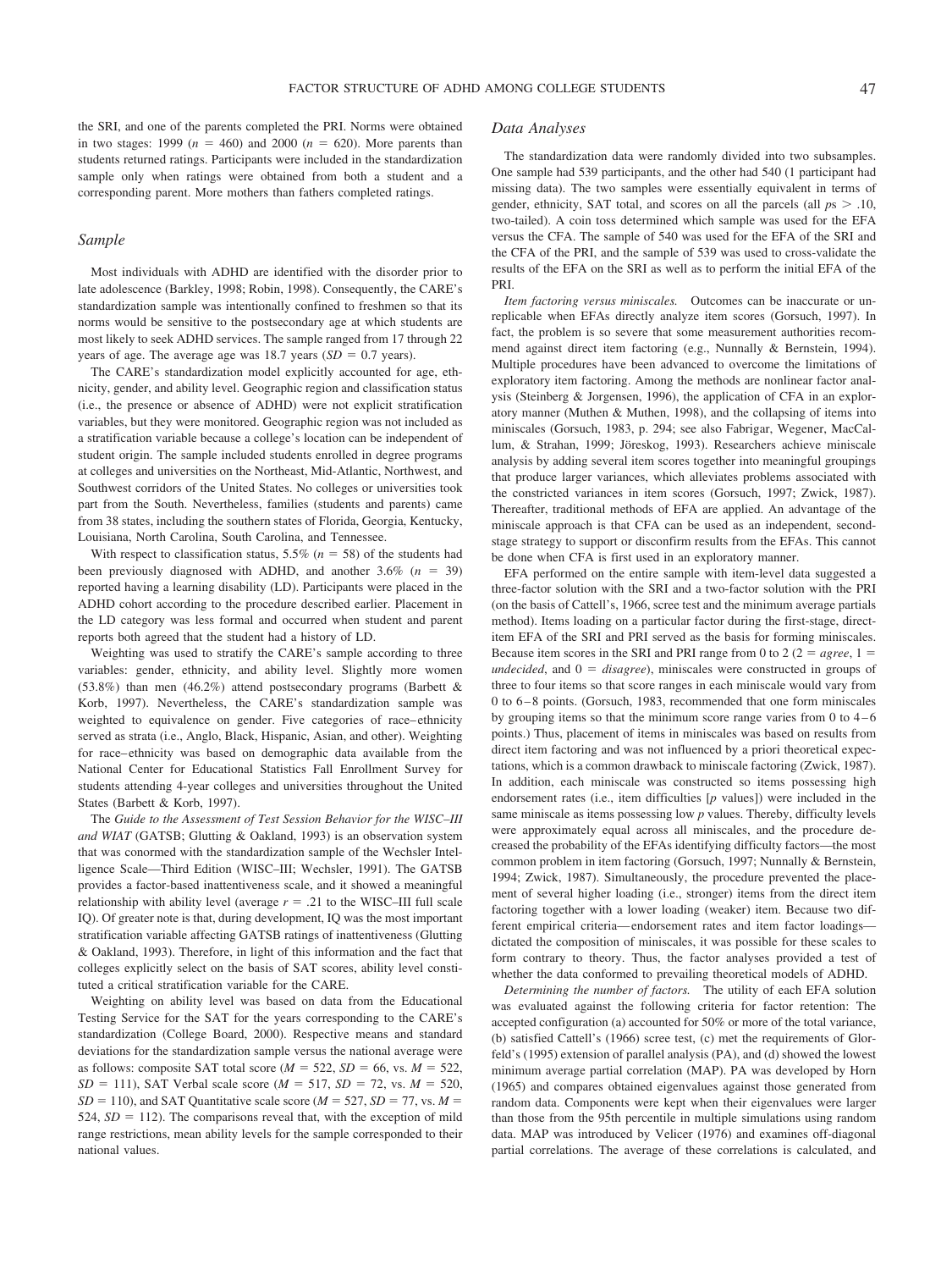the SRI, and one of the parents completed the PRI. Norms were obtained in two stages: 1999 ($n$ = 460) and 2000 ($n$ = 620). More parents than students returned ratings. Participants were included in the standardization sample only when ratings were obtained from both a student and a corresponding parent. More mothers than fathers completed ratings.

## Sample

Most individuals with ADHD are identified with the disorder prior to late adolescence (Barkley, 1998; Robin, 1998). Consequently, the CARE's standardization sample was intentionally confined to freshmen so that its norms would be sensitive to the postsecondary age at which students are most likely to seek ADHD services. The sample ranged from 17 through 22 years of age. The average age was 18.7 years ($SD$ = 0.7 years).

The CARE's standardization model explicitly accounted for age, ethnicity, gender, and ability level. Geographic region and classification status (i.e., the presence or absence of ADHD) were not explicit stratification variables, but they were monitored. Geographic region was not included as a stratification variable because a college's location can be independent of student origin. The sample included students enrolled in degree programs at colleges and universities on the Northeast, Mid-Atlantic, Northwest, and Southwest corridors of the United States. No colleges or universities took part from the South. Nevertheless, families (students and parents) came from 38 states, including the southern states of Florida, Georgia, Kentucky, Louisiana, North Carolina, South Carolina, and Tennessee.

With respect to classification status, 5.5% ($n$ = 58) of the students had been previously diagnosed with ADHD, and another 3.6% ($n$ = 39) reported having a learning disability (LD). Participants were placed in the ADHD cohort according to the procedure described earlier. Placement in the LD category was less formal and occurred when student and parent reports both agreed that the student had a history of LD.

Weighting was used to stratify the CARE's sample according to three variables: gender, ethnicity, and ability level. Slightly more women (53.8%) than men (46.2%) attend postsecondary programs (Barbett & Korb, 1997). Nevertheless, the CARE's standardization sample was weighted to equivalence on gender. Five categories of race–ethnicity served as strata (i.e., Anglo, Black, Hispanic, Asian, and other). Weighting for race–ethnicity was based on demographic data available from the National Center for Educational Statistics Fall Enrollment Survey for students attending 4-year colleges and universities throughout the United States (Barbett & Korb, 1997).

The *Guide to the Assessment of Test Session Behavior for the WISC–III and WIAT* (GATSB; Glutting & Oakland, 1993) is an observation system that was conormed with the standardization sample of the Wechsler Intelligence Scale—Third Edition (WISC–III; Wechsler, 1991). The GATSB provides a factor-based inattentiveness scale, and it showed a meaningful relationship with ability level (average $r$ = .21 to the WISC–III full scale IQ). Of greater note is that, during development, IQ was the most important stratification variable affecting GATSB ratings of inattentiveness (Glutting & Oakland, 1993). Therefore, in light of this information and the fact that colleges explicitly select on the basis of SAT scores, ability level constituted a critical stratification variable for the CARE.

Weighting on ability level was based on data from the Educational Testing Service for the SAT for the years corresponding to the CARE's standardization (College Board, 2000). Respective means and standard deviations for the standardization sample versus the national average were as follows: composite SAT total score ($M$ = 522, $SD$ = 66, vs. $M$ = 522, $SD$ = 111), SAT Verbal scale score ($M$ = 517, $SD$ = 72, vs. $M$ = 520, $SD$ = 110), and SAT Quantitative scale score ($M$ = 527, $SD$ = 77, vs. $M$ = 524, $SD$ = 112). The comparisons reveal that, with the exception of mild range restrictions, mean ability levels for the sample corresponded to their national values.

## Data Analyses

The standardization data were randomly divided into two subsamples. One sample had 539 participants, and the other had 540 (1 participant had missing data). The two samples were essentially equivalent in terms of gender, ethnicity, SAT total, and scores on all the parcels (all $p$s > .10, two-tailed). A coin toss determined which sample was used for the EFA versus the CFA. The sample of 540 was used for the EFA of the SRI and the CFA of the PRI, and the sample of 539 was used to cross-validate the results of the EFA on the SRI as well as to perform the initial EFA of the PRI.

*Item factoring versus miniscales.* Outcomes can be inaccurate or unreplicable when EFAs directly analyze item scores (Gorsuch, 1997). In fact, the problem is so severe that some measurement authorities recommend against direct item factoring (e.g., Nunnally & Bernstein, 1994). Multiple procedures have been advanced to overcome the limitations of exploratory item factoring. Among the methods are nonlinear factor analysis (Steinberg & Jorgensen, 1996), the application of CFA in an exploratory manner (Muthen & Muthen, 1998), and the collapsing of items into miniscales (Gorsuch, 1983, p. 294; see also Fabrigar, Wegener, MacCallum, & Strahan, 1999; Jöreskog, 1993). Researchers achieve miniscale analysis by adding several item scores together into meaningful groupings that produce larger variances, which alleviates problems associated with the constricted variances in item scores (Gorsuch, 1997; Zwick, 1987). Thereafter, traditional methods of EFA are applied. An advantage of the miniscale approach is that CFA can be used as an independent, second-stage strategy to support or disconfirm results from the EFAs. This cannot be done when CFA is first used in an exploratory manner.

EFA performed on the entire sample with item-level data suggested a three-factor solution with the SRI and a two-factor solution with the PRI (on the basis of Cattell's, 1966, scree test and the minimum average partials method). Items loading on a particular factor during the first-stage, direct-item EFA of the SRI and PRI served as the basis for forming miniscales. Because item scores in the SRI and PRI range from 0 to 2 (2 = *agree*, 1 = *undecided*, and 0 = *disagree*), miniscales were constructed in groups of three to four items so that score ranges in each miniscale would vary from 0 to 6–8 points. (Gorsuch, 1983, recommended that one form miniscales by grouping items so that the minimum score range varies from 0 to 4–6 points.) Thus, placement of items in miniscales was based on results from direct item factoring and was not influenced by a priori theoretical expectations, which is a common drawback to miniscale factoring (Zwick, 1987). In addition, each miniscale was constructed so items possessing high endorsement rates (i.e., item difficulties [$p$ values]) were included in the same miniscale as items possessing low $p$ values. Thereby, difficulty levels were approximately equal across all miniscales, and the procedure decreased the probability of the EFAs identifying difficulty factors—the most common problem in item factoring (Gorsuch, 1997; Nunnally & Bernstein, 1994; Zwick, 1987). Simultaneously, the procedure prevented the placement of several higher loading (i.e., stronger) items from the direct item factoring together with a lower loading (weaker) items. Because two different empirical criteria—endorsement rates and item factor loadings—dictated the composition of miniscales, it was possible for these scales to form contrary to theory. Thus, the factor analyses provided a test of whether the data conformed to prevailing theoretical models of ADHD.

*Determining the number of factors.* The utility of each EFA solution was evaluated against the following criteria for factor retention: The accepted configuration (a) accounted for 50% or more of the total variance, (b) satisfied Cattell's (1966) scree test, (c) met the requirements of Glorfeld's (1995) extension of parallel analysis (PA), and (d) showed the lowest minimum average partial correlation (MAP). PA was developed by Horn (1965) and compares obtained eigenvalues against those generated from random data. Components were kept when their eigenvalues were larger than those from the 95th percentile in multiple simulations using random data. MAP was introduced by Velicer (1976) and examines off-diagonal partial correlations. The average of these correlations is calculated, and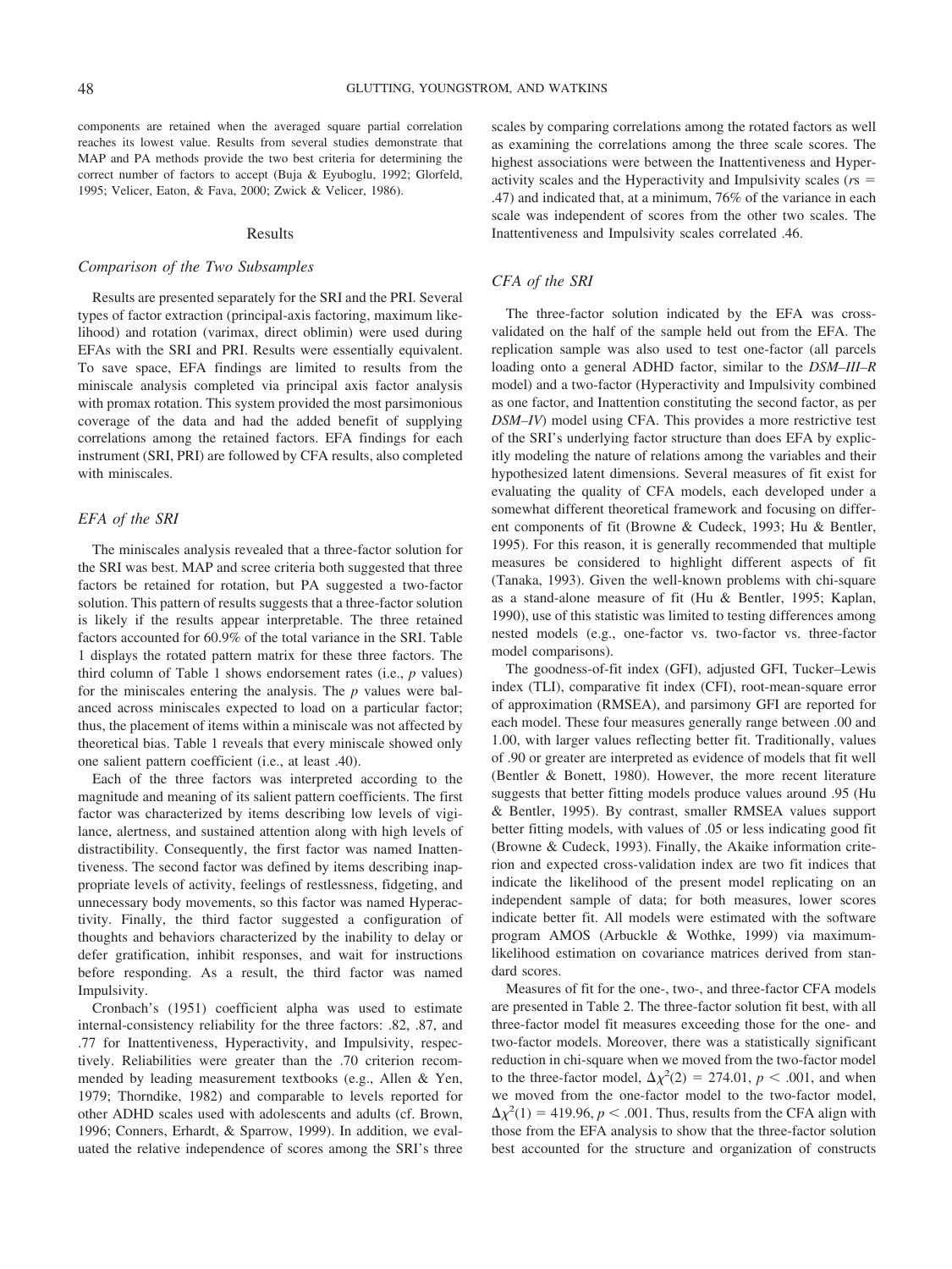components are retained when the averaged square partial correlation reaches its lowest value. Results from several studies demonstrate that MAP and PA methods provide the two best criteria for determining the correct number of factors to accept (Buja & Eyuboglu, 1992; Glorfeld, 1995; Velicer, Eaton, & Fava, 2000; Zwick & Velicer, 1986).

## Results

### *Comparison of the Two Subsamples*

Results are presented separately for the SRI and the PRI. Several types of factor extraction (principal-axis factoring, maximum likelihood) and rotation (varimax, direct oblimin) were used during EFAs with the SRI and PRI. Results were essentially equivalent. To save space, EFA findings are limited to results from the miniscale analysis completed via principal axis factor analysis with promax rotation. This system provided the most parsimonious coverage of the data and had the added benefit of supplying correlations among the retained factors. EFA findings for each instrument (SRI, PRI) are followed by CFA results, also completed with miniscales.

### *EFA of the SRI*

The miniscales analysis revealed that a three-factor solution for the SRI was best. MAP and scree criteria both suggested that three factors be retained for rotation, but PA suggested a two-factor solution. This pattern of results suggests that a three-factor solution is likely if the results appear interpretable. The three retained factors accounted for 60.9% of the total variance in the SRI. Table 1 displays the rotated pattern matrix for these three factors. The third column of Table 1 shows endorsement rates (i.e., *p* values) for the miniscales entering the analysis. The *p* values were balanced across miniscales expected to load on a particular factor; thus, the placement of items within a miniscale was not affected by theoretical bias. Table 1 reveals that every miniscale showed only one salient pattern coefficient (i.e., at least .40).

Each of the three factors was interpreted according to the magnitude and meaning of its salient pattern coefficients. The first factor was characterized by items describing low levels of vigilance, alertness, and sustained attention along with high levels of distractibility. Consequently, the first factor was named Inattentiveness. The second factor was defined by items describing inappropriate levels of activity, feelings of restlessness, fidgeting, and unnecessary body movements, so this factor was named Hyperactivity. Finally, the third factor suggested a configuration of thoughts and behaviors characterized by the inability to delay or defer gratification, inhibit responses, and wait for instructions before responding. As a result, the third factor was named Impulsivity.

Cronbach's (1951) coefficient alpha was used to estimate internal-consistency reliability for the three factors: .82, .87, and .77 for Inattentiveness, Hyperactivity, and Impulsivity, respectively. Reliabilities were greater than the .70 criterion recommended by leading measurement textbooks (e.g., Allen & Yen, 1979; Thorndike, 1982) and comparable to levels reported for other ADHD scales used with adolescents and adults (cf. Brown, 1996; Conners, Erhardt, & Sparrow, 1999). In addition, we evaluated the relative independence of scores among the SRI's three scales by comparing correlations among the rotated factors as well as examining the correlations among the three scale scores. The highest associations were between the Inattentiveness and Hyperactivity scales and the Hyperactivity and Impulsivity scales (*r*s = .47) and indicated that, at a minimum, 76% of the variance in each scale was independent of scores from the other two scales. The Inattentiveness and Impulsivity scales correlated .46.

### *CFA of the SRI*

The three-factor solution indicated by the EFA was cross-validated on the half of the sample held out from the EFA. The replication sample was also used to test one-factor (all parcels loading onto a general ADHD factor, similar to the *DSM–III–R* model) and a two-factor (Hyperactivity and Impulsivity combined as one factor, and Inattention constituting the second factor, as per *DSM–IV*) model using CFA. This provides a more restrictive test of the SRI's underlying factor structure than does EFA by explicitly modeling the nature of relations among the variables and their hypothesized latent dimensions. Several measures of fit exist for evaluating the quality of CFA models, each developed under a somewhat different theoretical framework and focusing on different components of fit (Browne & Cudeck, 1993; Hu & Bentler, 1995). For this reason, it is generally recommended that multiple measures be considered to highlight different aspects of fit (Tanaka, 1993). Given the well-known problems with chi-square as a stand-alone measure of fit (Hu & Bentler, 1995; Kaplan, 1990), use of this statistic was limited to testing differences among nested models (e.g., one-factor vs. two-factor vs. three-factor model comparisons).

The goodness-of-fit index (GFI), adjusted GFI, Tucker–Lewis index (TLI), comparative fit index (CFI), root-mean-square error of approximation (RMSEA), and parsimony GFI are reported for each model. These four measures generally range between .00 and 1.00, with larger values reflecting better fit. Traditionally, values of .90 or greater are interpreted as evidence of models that fit well (Bentler & Bonett, 1980). However, the more recent literature suggests that better fitting models produce values around .95 (Hu & Bentler, 1995). By contrast, smaller RMSEA values support better fitting models, with values of .05 or less indicating good fit (Browne & Cudeck, 1993). Finally, the Akaike information criterion and expected cross-validation index are two fit indices that indicate the likelihood of the present model replicating on an independent sample of data; for both measures, lower scores indicate better fit. All models were estimated with the software program AMOS (Arbuckle & Wothke, 1999) via maximum-likelihood estimation on covariance matrices derived from standard scores.

Measures of fit for the one-, two-, and three-factor CFA models are presented in Table 2. The three-factor solution fit best, with all three-factor model fit measures exceeding those for the one- and two-factor models. Moreover, there was a statistically significant reduction in chi-square when we moved from the two-factor model to the three-factor model, $\Delta\chi^2(2) = 274.01$, $p < .001$, and when we moved from the one-factor model to the two-factor model, $\Delta\chi^2(1) = 419.96$, $p < .001$. Thus, results from the CFA align with those from the EFA analysis to show that the three-factor solution best accounted for the structure and organization of constructs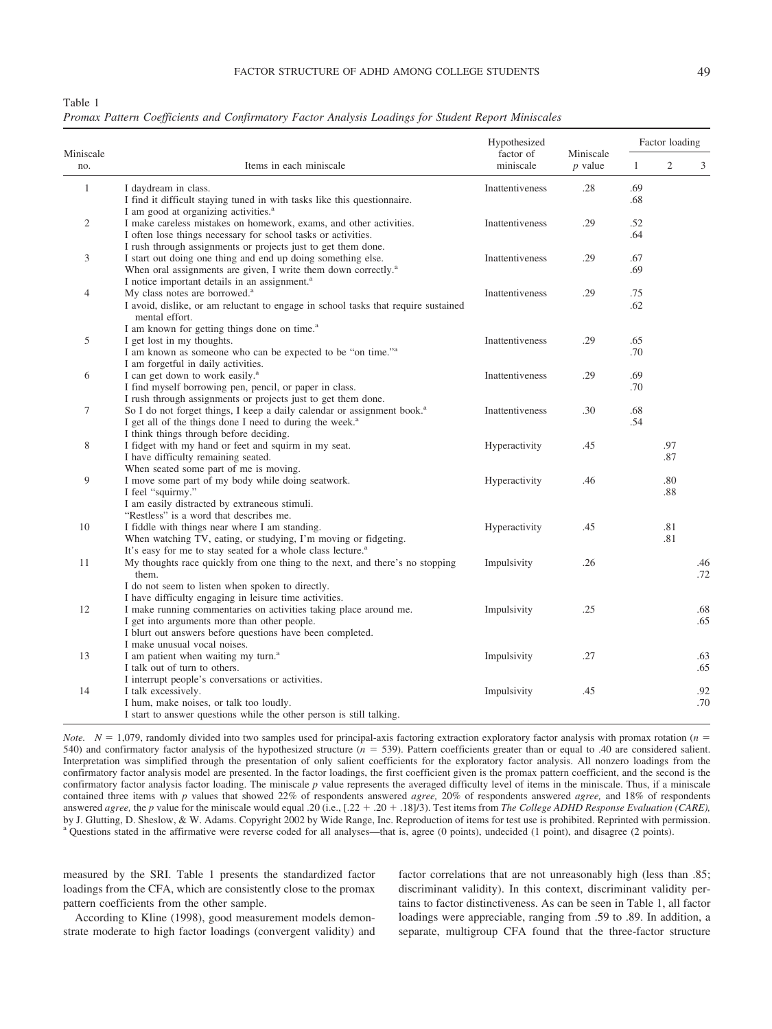Table 1
*Promax Pattern Coefficients and Confirmatory Factor Analysis Loadings for Student Report Miniscales*

| Miniscale no. | Items in each miniscale | Hypothesized factor of miniscale | Miniscale *p* value | Factor loading 1 | Factor loading 2 | Factor loading 3 |
|---|---|---|---|---|---|---|
| 1 | I daydream in class. I find it difficult staying tuned in with tasks like this questionnaire. I am good at organizing activities.[a] | Inattentiveness | .28 | .69 .68 | | |
| 2 | I make careless mistakes on homework, exams, and other activities. I often lose things necessary for school tasks or activities. I rush through assignments or projects just to get them done. | Inattentiveness | .29 | .52 .64 | | |
| 3 | I start out doing one thing and end up doing something else. When oral assignments are given, I write them down correctly.[a] I notice important details in an assignment.[a] | Inattentiveness | .29 | .67 .69 | | |
| 4 | My class notes are borrowed.[a] I avoid, dislike, or am reluctant to engage in school tasks that require sustained mental effort. I am known for getting things done on time.[a] | Inattentiveness | .29 | .75 .62 | | |
| 5 | I get lost in my thoughts. I am known as someone who can be expected to be "on time."[a] I am forgetful in daily activities. | Inattentiveness | .29 | .65 .70 | | |
| 6 | I can get down to work easily.[a] I find myself borrowing pen, pencil, or paper in class. I rush through assignments or projects just to get them done. | Inattentiveness | .29 | .69 .70 | | |
| 7 | So I do not forget things, I keep a daily calendar or assignment book.[a] I get all of the things done I need to during the week.[a] I think things through before deciding. | Inattentiveness | .30 | .68 .54 | | |
| 8 | I fidget with my hand or feet and squirm in my seat. I have difficulty remaining seated. When seated some part of me is moving. | Hyperactivity | .45 | | .97 .87 | |
| 9 | I move some part of my body while doing seatwork. I feel "squirmy." I am easily distracted by extraneous stimuli. "Restless" is a word that describes me. | Hyperactivity | .46 | | .80 .88 | |
| 10 | I fiddle with things near where I am standing. When watching TV, eating, or studying, I'm moving or fidgeting. It's easy for me to stay seated for a whole class lecture.[a] | Hyperactivity | .45 | | .81 .81 | |
| 11 | My thoughts race quickly from one thing to the next, and there's no stopping them. I do not seem to listen when spoken to directly. I have difficulty engaging in leisure time activities. | Impulsivity | .26 | | | .46 .72 |
| 12 | I make running commentaries on activities taking place around me. I get into arguments more than other people. I blurt out answers before questions have been completed. I make unusual vocal noises. | Impulsivity | .25 | | | .68 .65 |
| 13 | I am patient when waiting my turn.[a] I talk out of turn to others. I interrupt people's conversations or activities. | Impulsivity | .27 | | | .63 .65 |
| 14 | I talk excessively. I hum, make noises, or talk too loudly. I start to answer questions while the other person is still talking. | Impulsivity | .45 | | | .92 .70 |

*Note.* $N$ = 1,079, randomly divided into two samples used for principal-axis factoring extraction exploratory factor analysis with promax rotation ($n$ = 540) and confirmatory factor analysis of the hypothesized structure ($n$ = 539). Pattern coefficients greater than or equal to .40 are considered salient. Interpretation was simplified through the presentation of only salient coefficients for the exploratory factor analysis. All nonzero loadings from the confirmatory factor analysis model are presented. In the factor loadings, the first coefficient given is the promax pattern coefficient, and the second is the confirmatory factor analysis factor loading. The miniscale *p* value represents the averaged difficulty level of items in the miniscale. Thus, if a miniscale contained three items with *p* values that showed 22% of respondents answered *agree,* 20% of respondents answered *agree,* and 18% of respondents answered *agree,* the *p* value for the miniscale would equal .20 (i.e., [.22 + .20 + .18]/3). Test items from *The College ADHD Response Evaluation (CARE),* by J. Glutting, D. Sheslow, & W. Adams. Copyright 2002 by Wide Range, Inc. Reproduction of items for test use is prohibited. Reprinted with permission.
[a] Questions stated in the affirmative were reverse coded for all analyses—that is, agree (0 points), undecided (1 point), and disagree (2 points).

measured by the SRI. Table 1 presents the standardized factor loadings from the CFA, which are consistently close to the promax pattern coefficients from the other sample.

According to Kline (1998), good measurement models demonstrate moderate to high factor loadings (convergent validity) and factor correlations that are not unreasonably high (less than .85; discriminant validity). In this context, discriminant validity pertains to factor distinctiveness. As can be seen in Table 1, all factor loadings were appreciable, ranging from .59 to .89. In addition, a separate, multigroup CFA found that the three-factor structure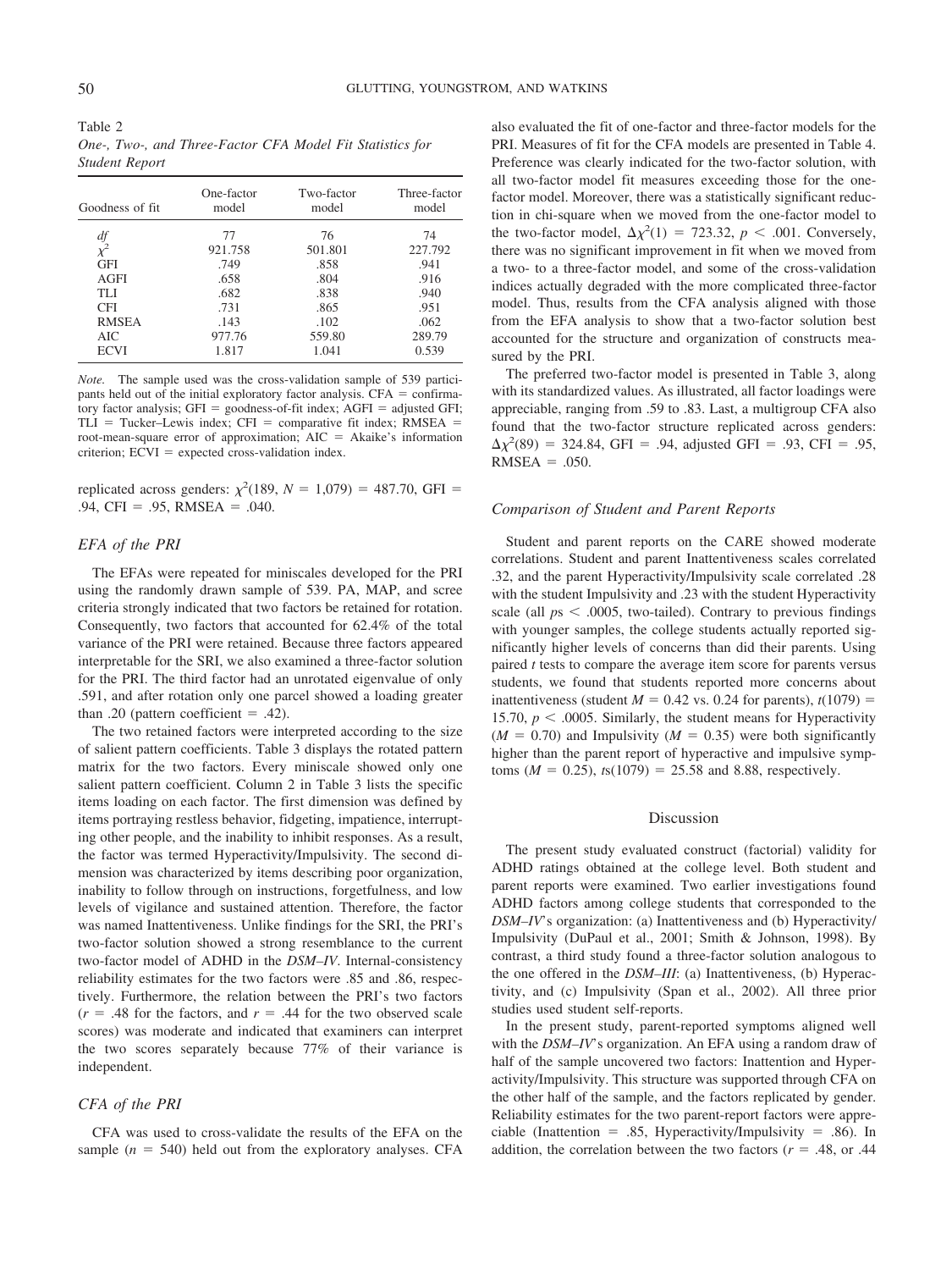Table 2
*One-, Two-, and Three-Factor CFA Model Fit Statistics for Student Report*

| Goodness of fit | One-factor model | Two-factor model | Three-factor model |
|---|---|---|---|
| *df* | 77 | 76 | 74 |
| $\chi^2$ | 921.758 | 501.801 | 227.792 |
| GFI | .749 | .858 | .941 |
| AGFI | .658 | .804 | .916 |
| TLI | .682 | .838 | .940 |
| CFI | .731 | .865 | .951 |
| RMSEA | .143 | .102 | .062 |
| AIC | 977.76 | 559.80 | 289.79 |
| ECVI | 1.817 | 1.041 | 0.539 |

*Note.* The sample used was the cross-validation sample of 539 participants held out of the initial exploratory factor analysis. CFA = confirmatory factor analysis; GFI = goodness-of-fit index; AGFI = adjusted GFI; TLI = Tucker–Lewis index; CFI = comparative fit index; RMSEA = root-mean-square error of approximation; AIC = Akaike's information criterion; ECVI = expected cross-validation index.

replicated across genders: $\chi^2(189, N = 1{,}079) = 487.70$, GFI = .94, CFI = .95, RMSEA = .040.

### EFA of the PRI

The EFAs were repeated for miniscales developed for the PRI using the randomly drawn sample of 539. PA, MAP, and scree criteria strongly indicated that two factors be retained for rotation. Consequently, two factors that accounted for 62.4% of the total variance of the PRI were retained. Because three factors appeared interpretable for the SRI, we also examined a three-factor solution for the PRI. The third factor had an unrotated eigenvalue of only .591, and after rotation only one parcel showed a loading greater than .20 (pattern coefficient = .42).

The two retained factors were interpreted according to the size of salient pattern coefficients. Table 3 displays the rotated pattern matrix for the two factors. Every miniscale showed only one salient pattern coefficient. Column 2 in Table 3 lists the specific items loading on each factor. The first dimension was defined by items portraying restless behavior, fidgeting, impatience, interrupting other people, and the inability to inhibit responses. As a result, the factor was termed Hyperactivity/Impulsivity. The second dimension was characterized by items describing poor organization, inability to follow through on instructions, forgetfulness, and low levels of vigilance and sustained attention. Therefore, the factor was named Inattentiveness. Unlike findings for the SRI, the PRI's two-factor solution showed a strong resemblance to the current two-factor model of ADHD in the *DSM–IV*. Internal-consistency reliability estimates for the two factors were .85 and .86, respectively. Furthermore, the relation between the PRI's two factors ($r = .48$ for the factors, and $r = .44$ for the two observed scale scores) was moderate and indicated that examiners can interpret the two scores separately because 77% of their variance is independent.

### CFA of the PRI

CFA was used to cross-validate the results of the EFA on the sample ($n = 540$) held out from the exploratory analyses. CFA also evaluated the fit of one-factor and three-factor models for the PRI. Measures of fit for the CFA models are presented in Table 4. Preference was clearly indicated for the two-factor solution, with all two-factor model fit measures exceeding those for the one-factor model. Moreover, there was a statistically significant reduction in chi-square when we moved from the one-factor model to the two-factor model, $\Delta\chi^2(1) = 723.32$, $p < .001$. Conversely, there was no significant improvement in fit when we moved from a two- to a three-factor model, and some of the cross-validation indices actually degraded with the more complicated three-factor model. Thus, results from the CFA analysis aligned with those from the EFA analysis to show that a two-factor solution best accounted for the structure and organization of constructs measured by the PRI.

The preferred two-factor model is presented in Table 3, along with its standardized values. As illustrated, all factor loadings were appreciable, ranging from .59 to .83. Last, a multigroup CFA also found that the two-factor structure replicated across genders: $\Delta\chi^2(89) = 324.84$, GFI = .94, adjusted GFI = .93, CFI = .95, RMSEA = .050.

### Comparison of Student and Parent Reports

Student and parent reports on the CARE showed moderate correlations. Student and parent Inattentiveness scales correlated .32, and the parent Hyperactivity/Impulsivity scale correlated .28 with the student Impulsivity and .23 with the student Hyperactivity scale (all $p\text{s} < .0005$, two-tailed). Contrary to previous findings with younger samples, the college students actually reported significantly higher levels of concerns than did their parents. Using paired *t* tests to compare the average item score for parents versus students, we found that students reported more concerns about inattentiveness (student $M = 0.42$ vs. 0.24 for parents), $t(1079) = 15.70$, $p < .0005$. Similarly, the student means for Hyperactivity ($M = 0.70$) and Impulsivity ($M = 0.35$) were both significantly higher than the parent report of hyperactive and impulsive symptoms ($M = 0.25$), $t\text{s}(1079) = 25.58$ and 8.88, respectively.

## Discussion

The present study evaluated construct (factorial) validity for ADHD ratings obtained at the college level. Both student and parent reports were examined. Two earlier investigations found ADHD factors among college students that corresponded to the *DSM–IV*'s organization: (a) Inattentiveness and (b) Hyperactivity/Impulsivity (DuPaul et al., 2001; Smith & Johnson, 1998). By contrast, a third study found a three-factor solution analogous to the one offered in the *DSM–III*: (a) Inattentiveness, (b) Hyperactivity, and (c) Impulsivity (Span et al., 2002). All three prior studies used student self-reports.

In the present study, parent-reported symptoms aligned well with the *DSM–IV*'s organization. An EFA using a random draw of half of the sample uncovered two factors: Inattention and Hyperactivity/Impulsivity. This structure was supported through CFA on the other half of the sample, and the factors replicated by gender. Reliability estimates for the two parent-report factors were appreciable (Inattention = .85, Hyperactivity/Impulsivity = .86). In addition, the correlation between the two factors ($r = .48$, or .44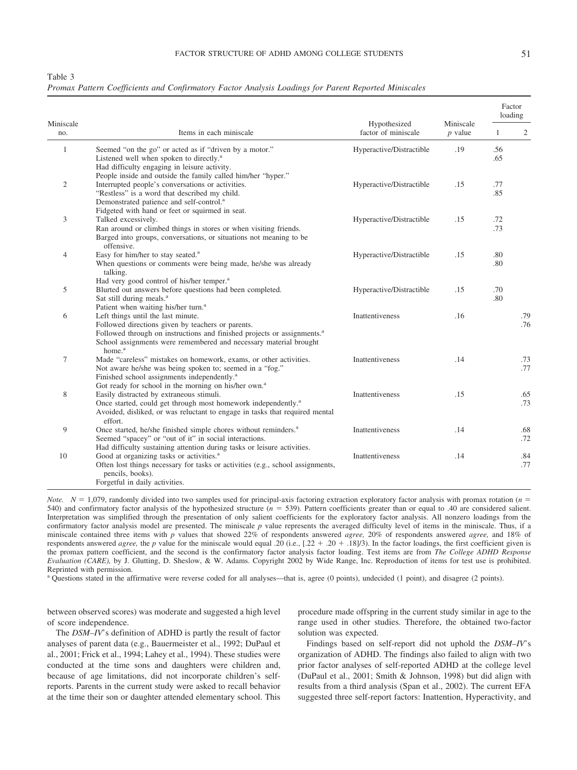Table 3
*Promax Pattern Coefficients and Confirmatory Factor Analysis Loadings for Parent Reported Miniscales*

| Miniscale no. | Items in each miniscale | Hypothesized factor of miniscale | Miniscale *p* value | Factor loading 1 | Factor loading 2 |
|---|---|---|---|---|---|
| 1 | Seemed "on the go" or acted as if "driven by a motor." Listened well when spoken to directly.[a] Had difficulty engaging in leisure activity. People inside and outside the family called him/her "hyper." | Hyperactive/Distractible | .19 | .56 .65 | |
| 2 | Interrupted people's conversations or activities. "Restless" is a word that described my child. Demonstrated patience and self-control.[a] Fidgeted with hand or feet or squirmed in seat. | Hyperactive/Distractible | .15 | .77 .85 | |
| 3 | Talked excessively. Ran around or climbed things in stores or when visiting friends. Barged into groups, conversations, or situations not meaning to be offensive. | Hyperactive/Distractible | .15 | .72 .73 | |
| 4 | Easy for him/her to stay seated.[a] When questions or comments were being made, he/she was already talking. Had very good control of his/her temper.[a] | Hyperactive/Distractible | .15 | .80 .80 | |
| 5 | Blurted out answers before questions had been completed. Sat still during meals.[a] Patient when waiting his/her turn.[a] | Hyperactive/Distractible | .15 | .70 .80 | |
| 6 | Left things until the last minute. Followed directions given by teachers or parents. Followed through on instructions and finished projects or assignments.[a] School assignments were remembered and necessary material brought home.[a] | Inattentiveness | .16 | | .79 .76 |
| 7 | Made "careless" mistakes on homework, exams, or other activities. Not aware he/she was being spoken to; seemed in a "fog." Finished school assignments independently.[a] Got ready for school in the morning on his/her own.[a] | Inattentiveness | .14 | | .73 .77 |
| 8 | Easily distracted by extraneous stimuli. Once started, could get through most homework independently.[a] Avoided, disliked, or was reluctant to engage in tasks that required mental effort. | Inattentiveness | .15 | | .65 .73 |
| 9 | Once started, he/she finished simple chores without reminders.[a] Seemed "spacey" or "out of it" in social interactions. Had difficulty sustaining attention during tasks or leisure activities. | Inattentiveness | .14 | | .68 .72 |
| 10 | Good at organizing tasks or activities.[a] Often lost things necessary for tasks or activities (e.g., school assignments, pencils, books). Forgetful in daily activities. | Inattentiveness | .14 | | .84 .77 |

*Note.* $N = 1{,}079$, randomly divided into two samples used for principal-axis factoring extraction exploratory factor analysis with promax rotation ($n = 540$) and confirmatory factor analysis of the hypothesized structure ($n = 539$). Pattern coefficients greater than or equal to .40 are considered salient. Interpretation was simplified through the presentation of only salient coefficients for the exploratory factor analysis. All nonzero loadings from the confirmatory factor analysis model are presented. The miniscale *p* value represents the averaged difficulty level of items in the miniscale. Thus, if a miniscale contained three items with *p* values that showed 22% of respondents answered *agree,* 20% of respondents answered *agree,* and 18% of respondents answered *agree,* the *p* value for the miniscale would equal .20 (i.e., [.22 + .20 + .18]/3). In the factor loadings, the first coefficient given is the promax pattern coefficient, and the second is the confirmatory factor analysis factor loading. Test items are from *The College ADHD Response Evaluation (CARE),* by J. Glutting, D. Sheslow, & W. Adams. Copyright 2002 by Wide Range, Inc. Reproduction of items for test use is prohibited. Reprinted with permission.
[a] Questions stated in the affirmative were reverse coded for all analyses—that is, agree (0 points), undecided (1 point), and disagree (2 points).

between observed scores) was moderate and suggested a high level of score independence.

The *DSM–IV*'s definition of ADHD is partly the result of factor analyses of parent data (e.g., Bauermeister et al., 1992; DuPaul et al., 2001; Frick et al., 1994; Lahey et al., 1994). These studies were conducted at the time sons and daughters were children and, because of age limitations, did not incorporate children's self-reports. Parents in the current study were asked to recall behavior at the time their son or daughter attended elementary school. This procedure made offspring in the current study similar in age to the range used in other studies. Therefore, the obtained two-factor solution was expected.

Findings based on self-report did not uphold the *DSM–IV*'s organization of ADHD. The findings also failed to align with two prior factor analyses of self-reported ADHD at the college level (DuPaul et al., 2001; Smith & Johnson, 1998) but did align with results from a third analysis (Span et al., 2002). The current EFA suggested three self-report factors: Inattention, Hyperactivity, and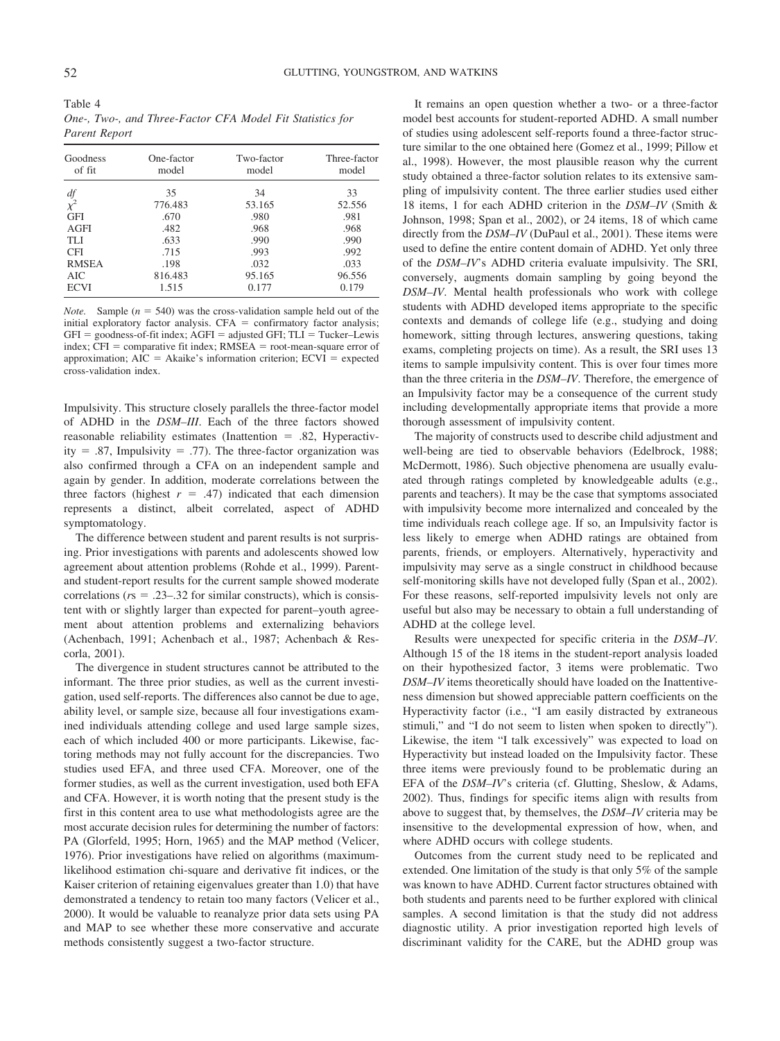Table 4
*One-, Two-, and Three-Factor CFA Model Fit Statistics for Parent Report*

| Goodness of fit | One-factor model | Two-factor model | Three-factor model |
|---|---|---|---|
| *df* | 35 | 34 | 33 |
| $\chi^2$ | 776.483 | 53.165 | 52.556 |
| GFI | .670 | .980 | .981 |
| AGFI | .482 | .968 | .968 |
| TLI | .633 | .990 | .990 |
| CFI | .715 | .993 | .992 |
| RMSEA | .198 | .032 | .033 |
| AIC | 816.483 | 95.165 | 96.556 |
| ECVI | 1.515 | 0.177 | 0.179 |

*Note.* Sample ($n = 540$) was the cross-validation sample held out of the initial exploratory factor analysis. CFA = confirmatory factor analysis; GFI = goodness-of-fit index; AGFI = adjusted GFI; TLI = Tucker–Lewis index; CFI = comparative fit index; RMSEA = root-mean-square error of approximation; AIC = Akaike's information criterion; ECVI = expected cross-validation index.

Impulsivity. This structure closely parallels the three-factor model of ADHD in the *DSM–III*. Each of the three factors showed reasonable reliability estimates (Inattention = .82, Hyperactivity = .87, Impulsivity = .77). The three-factor organization was also confirmed through a CFA on an independent sample and again by gender. In addition, moderate correlations between the three factors (highest $r = .47$) indicated that each dimension represents a distinct, albeit correlated, aspect of ADHD symptomatology.

The difference between student and parent results is not surprising. Prior investigations with parents and adolescents showed low agreement about attention problems (Rohde et al., 1999). Parent- and student-report results for the current sample showed moderate correlations ($r$s = .23–.32 for similar constructs), which is consistent with or slightly larger than expected for parent–youth agreement about attention problems and externalizing behaviors (Achenbach, 1991; Achenbach et al., 1987; Achenbach & Rescorla, 2001).

The divergence in student structures cannot be attributed to the informant. The three prior studies, as well as the current investigation, used self-reports. The differences also cannot be due to age, ability level, or sample size, because all four investigations examined individuals attending college and used large sample sizes, each of which included 400 or more participants. Likewise, factoring methods may not fully account for the discrepancies. Two studies used EFA, and three used CFA. Moreover, one of the former studies, as well as the current investigation, used both EFA and CFA. However, it is worth noting that the present study is the first in this content area to use what methodologists agree are the most accurate decision rules for determining the number of factors: PA (Glorfeld, 1995; Horn, 1965) and the MAP method (Velicer, 1976). Prior investigations have relied on algorithms (maximum-likelihood estimation chi-square and derivative fit indices, or the Kaiser criterion of retaining eigenvalues greater than 1.0) that have demonstrated a tendency to retain too many factors (Velicer et al., 2000). It would be valuable to reanalyze prior data sets using PA and MAP to see whether these more conservative and accurate methods consistently suggest a two-factor structure.

It remains an open question whether a two- or a three-factor model best accounts for student-reported ADHD. A small number of studies using adolescent self-reports found a three-factor structure similar to the one obtained here (Gomez et al., 1999; Pillow et al., 1998). However, the most plausible reason why the current study obtained a three-factor solution relates to its extensive sampling of impulsivity content. The three earlier studies used either 18 items, 1 for each ADHD criterion in the *DSM–IV* (Smith & Johnson, 1998; Span et al., 2002), or 24 items, 18 of which came directly from the *DSM–IV* (DuPaul et al., 2001). These items were used to define the entire content domain of ADHD. Yet only three of the *DSM–IV*'s ADHD criteria evaluate impulsivity. The SRI, conversely, augments domain sampling by going beyond the *DSM–IV*. Mental health professionals who work with college students with ADHD developed items appropriate to the specific contexts and demands of college life (e.g., studying and doing homework, sitting through lectures, answering questions, taking exams, completing projects on time). As a result, the SRI uses 13 items to sample impulsivity content. This is over four times more than the three criteria in the *DSM–IV*. Therefore, the emergence of an Impulsivity factor may be a consequence of the current study including developmentally appropriate items that provide a more thorough assessment of impulsivity content.

The majority of constructs used to describe child adjustment and well-being are tied to observable behaviors (Edelbrock, 1988; McDermott, 1986). Such objective phenomena are usually evaluated through ratings completed by knowledgeable adults (e.g., parents and teachers). It may be the case that symptoms associated with impulsivity become more internalized and concealed by the time individuals reach college age. If so, an Impulsivity factor is less likely to emerge when ADHD ratings are obtained from parents, friends, or employers. Alternatively, hyperactivity and impulsivity may serve as a single construct in childhood because self-monitoring skills have not developed fully (Span et al., 2002). For these reasons, self-reported impulsivity levels not only are useful but also may be necessary to obtain a full understanding of ADHD at the college level.

Results were unexpected for specific criteria in the *DSM–IV*. Although 15 of the 18 items in the student-report analysis loaded on their hypothesized factor, 3 items were problematic. Two *DSM–IV* items theoretically should have loaded on the Inattentiveness dimension but showed appreciable pattern coefficients on the Hyperactivity factor (i.e., "I am easily distracted by extraneous stimuli," and "I do not seem to listen when spoken to directly"). Likewise, the item "I talk excessively" was expected to load on Hyperactivity but instead loaded on the Impulsivity factor. These three items were previously found to be problematic during an EFA of the *DSM–IV*'s criteria (cf. Glutting, Sheslow, & Adams, 2002). Thus, findings for specific items align with results from above to suggest that, by themselves, the *DSM–IV* criteria may be insensitive to the developmental expression of how, when, and where ADHD occurs with college students.

Outcomes from the current study need to be replicated and extended. One limitation of the study is that only 5% of the sample was known to have ADHD. Current factor structures obtained with both students and parents need to be further explored with clinical samples. A second limitation is that the study did not address diagnostic utility. A prior investigation reported high levels of discriminant validity for the CARE, but the ADHD group was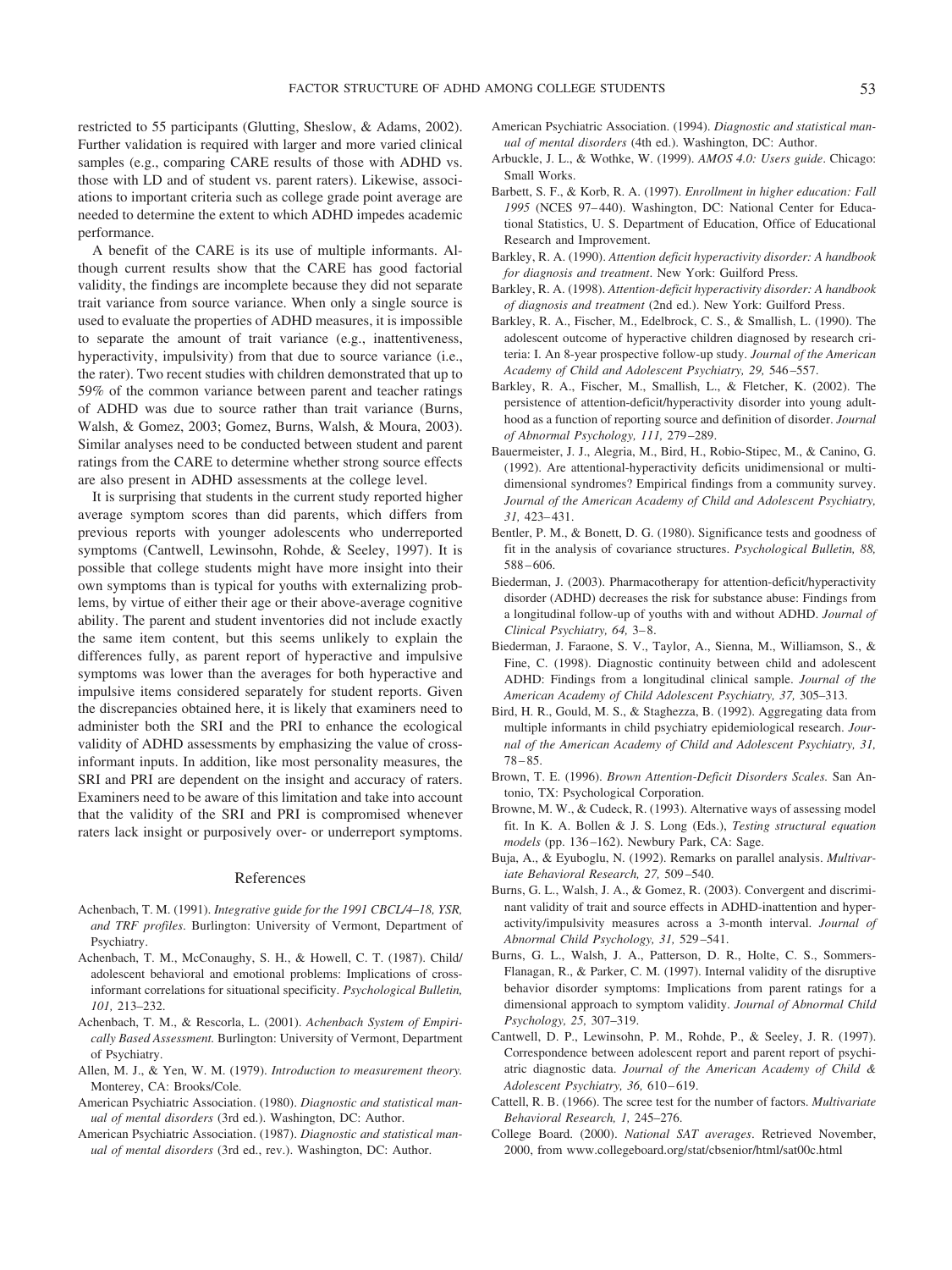restricted to 55 participants (Glutting, Sheslow, & Adams, 2002). Further validation is required with larger and more varied clinical samples (e.g., comparing CARE results of those with ADHD vs. those with LD and of student vs. parent raters). Likewise, associations to important criteria such as college grade point average are needed to determine the extent to which ADHD impedes academic performance.

A benefit of the CARE is its use of multiple informants. Although current results show that the CARE has good factorial validity, the findings are incomplete because they did not separate trait variance from source variance. When only a single source is used to evaluate the properties of ADHD measures, it is impossible to separate the amount of trait variance (e.g., inattentiveness, hyperactivity, impulsivity) from that due to source variance (i.e., the rater). Two recent studies with children demonstrated that up to 59% of the common variance between parent and teacher ratings of ADHD was due to source rather than trait variance (Burns, Walsh, & Gomez, 2003; Gomez, Burns, Walsh, & Moura, 2003). Similar analyses need to be conducted between student and parent ratings from the CARE to determine whether strong source effects are also present in ADHD assessments at the college level.

It is surprising that students in the current study reported higher average symptom scores than did parents, which differs from previous reports with younger adolescents who underreported symptoms (Cantwell, Lewinsohn, Rohde, & Seeley, 1997). It is possible that college students might have more insight into their own symptoms than is typical for youths with externalizing problems, by virtue of either their age or their above-average cognitive ability. The parent and student inventories did not include exactly the same item content, but this seems unlikely to explain the differences fully, as parent report of hyperactive and impulsive symptoms was lower than the averages for both hyperactive and impulsive items considered separately for student reports. Given the discrepancies obtained here, it is likely that examiners need to administer both the SRI and the PRI to enhance the ecological validity of ADHD assessments by emphasizing the value of cross-informant inputs. In addition, like most personality measures, the SRI and PRI are dependent on the insight and accuracy of raters. Examiners need to be aware of this limitation and take into account that the validity of the SRI and PRI is compromised whenever raters lack insight or purposively over- or underreport symptoms.

## References

Achenbach, T. M. (1991). *Integrative guide for the 1991 CBCL/4–18, YSR, and TRF profiles*. Burlington: University of Vermont, Department of Psychiatry.

Achenbach, T. M., McConaughy, S. H., & Howell, C. T. (1987). Child/adolescent behavioral and emotional problems: Implications of cross-informant correlations for situational specificity. *Psychological Bulletin, 101,* 213–232.

Achenbach, T. M., & Rescorla, L. (2001). *Achenbach System of Empirically Based Assessment.* Burlington: University of Vermont, Department of Psychiatry.

Allen, M. J., & Yen, W. M. (1979). *Introduction to measurement theory.* Monterey, CA: Brooks/Cole.

American Psychiatric Association. (1980). *Diagnostic and statistical manual of mental disorders* (3rd ed.). Washington, DC: Author.

American Psychiatric Association. (1987). *Diagnostic and statistical manual of mental disorders* (3rd ed., rev.). Washington, DC: Author.

American Psychiatric Association. (1994). *Diagnostic and statistical manual of mental disorders* (4th ed.). Washington, DC: Author.

Arbuckle, J. L., & Wothke, W. (1999). *AMOS 4.0: Users guide*. Chicago: Small Works.

Barbett, S. F., & Korb, R. A. (1997). *Enrollment in higher education: Fall 1995* (NCES 97–440). Washington, DC: National Center for Educational Statistics, U. S. Department of Education, Office of Educational Research and Improvement.

Barkley, R. A. (1990). *Attention deficit hyperactivity disorder: A handbook for diagnosis and treatment*. New York: Guilford Press.

Barkley, R. A. (1998). *Attention-deficit hyperactivity disorder: A handbook of diagnosis and treatment* (2nd ed.). New York: Guilford Press.

Barkley, R. A., Fischer, M., Edelbrock, C. S., & Smallish, L. (1990). The adolescent outcome of hyperactive children diagnosed by research criteria: I. An 8-year prospective follow-up study. *Journal of the American Academy of Child and Adolescent Psychiatry, 29,* 546–557.

Barkley, R. A., Fischer, M., Smallish, L., & Fletcher, K. (2002). The persistence of attention-deficit/hyperactivity disorder into young adulthood as a function of reporting source and definition of disorder. *Journal of Abnormal Psychology, 111,* 279–289.

Bauermeister, J. J., Alegria, M., Bird, H., Robio-Stipec, M., & Canino, G. (1992). Are attentional-hyperactivity deficits unidimensional or multidimensional syndromes? Empirical findings from a community survey. *Journal of the American Academy of Child and Adolescent Psychiatry, 31,* 423–431.

Bentler, P. M., & Bonett, D. G. (1980). Significance tests and goodness of fit in the analysis of covariance structures. *Psychological Bulletin, 88,* 588–606.

Biederman, J. (2003). Pharmacotherapy for attention-deficit/hyperactivity disorder (ADHD) decreases the risk for substance abuse: Findings from a longitudinal follow-up of youths with and without ADHD. *Journal of Clinical Psychiatry, 64,* 3–8.

Biederman, J. Faraone, S. V., Taylor, A., Sienna, M., Williamson, S., & Fine, C. (1998). Diagnostic continuity between child and adolescent ADHD: Findings from a longitudinal clinical sample. *Journal of the American Academy of Child Adolescent Psychiatry, 37,* 305–313.

Bird, H. R., Gould, M. S., & Staghezza, B. (1992). Aggregating data from multiple informants in child psychiatry epidemiological research. *Journal of the American Academy of Child and Adolescent Psychiatry, 31,* 78–85.

Brown, T. E. (1996). *Brown Attention-Deficit Disorders Scales.* San Antonio, TX: Psychological Corporation.

Browne, M. W., & Cudeck, R. (1993). Alternative ways of assessing model fit. In K. A. Bollen & J. S. Long (Eds.), *Testing structural equation models* (pp. 136–162). Newbury Park, CA: Sage.

Buja, A., & Eyuboglu, N. (1992). Remarks on parallel analysis. *Multivariate Behavioral Research, 27,* 509–540.

Burns, G. L., Walsh, J. A., & Gomez, R. (2003). Convergent and discriminant validity of trait and source effects in ADHD-inattention and hyperactivity/impulsivity measures across a 3-month interval. *Journal of Abnormal Child Psychology, 31,* 529–541.

Burns, G. L., Walsh, J. A., Patterson, D. R., Holte, C. S., Sommers-Flanagan, R., & Parker, C. M. (1997). Internal validity of the disruptive behavior disorder symptoms: Implications from parent ratings for a dimensional approach to symptom validity. *Journal of Abnormal Child Psychology, 25,* 307–319.

Cantwell, D. P., Lewinsohn, P. M., Rohde, P., & Seeley, J. R. (1997). Correspondence between adolescent report and parent report of psychiatric diagnostic data. *Journal of the American Academy of Child & Adolescent Psychiatry, 36,* 610–619.

Cattell, R. B. (1966). The scree test for the number of factors. *Multivariate Behavioral Research, 1,* 245–276.

College Board. (2000). *National SAT averages*. Retrieved November, 2000, from www.collegeboard.org/stat/cbsenior/html/sat00c.html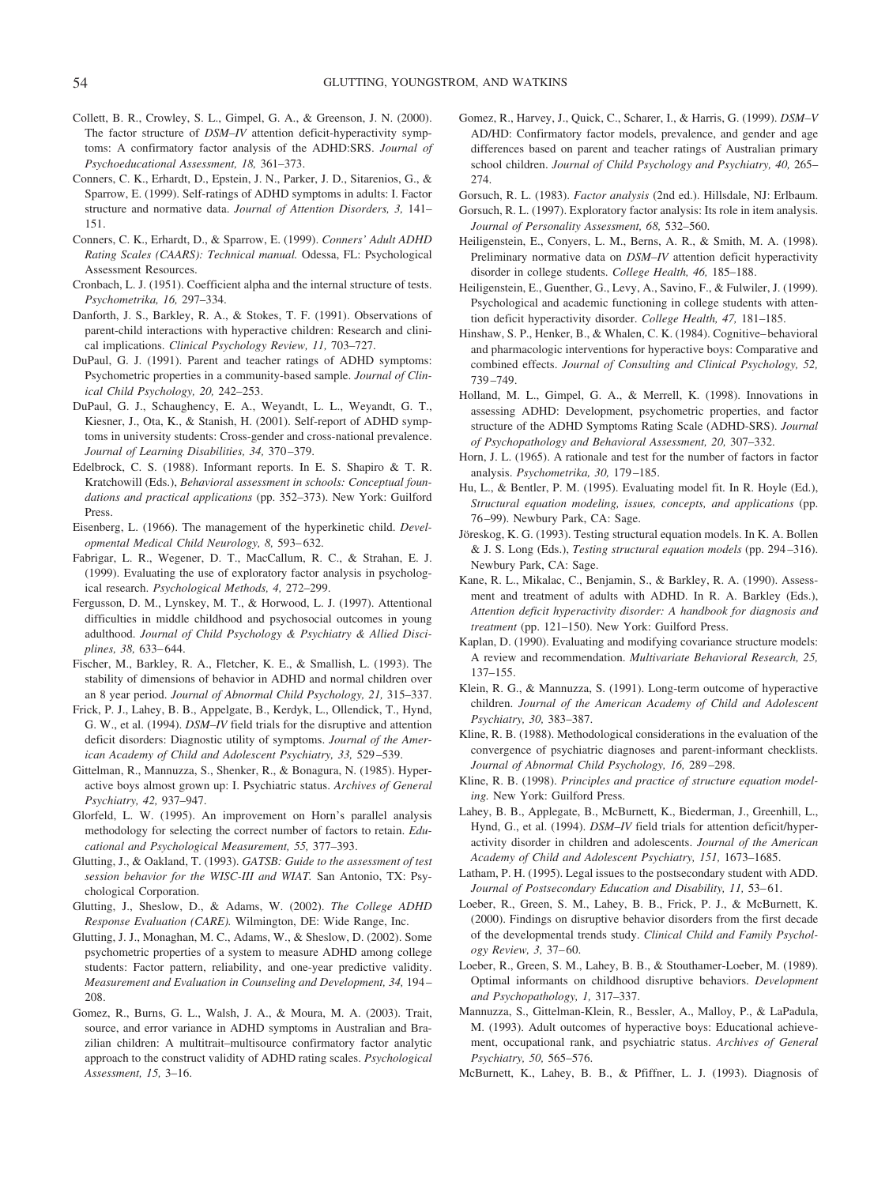Collett, B. R., Crowley, S. L., Gimpel, G. A., & Greenson, J. N. (2000). The factor structure of *DSM–IV* attention deficit-hyperactivity symptoms: A confirmatory factor analysis of the ADHD:SRS. *Journal of Psychoeducational Assessment, 18,* 361–373.

Conners, C. K., Erhardt, D., Epstein, J. N., Parker, J. D., Sitarenios, G., & Sparrow, E. (1999). Self-ratings of ADHD symptoms in adults: I. Factor structure and normative data. *Journal of Attention Disorders, 3,* 141–151.

Conners, C. K., Erhardt, D., & Sparrow, E. (1999). *Conners' Adult ADHD Rating Scales (CAARS): Technical manual.* Odessa, FL: Psychological Assessment Resources.

Cronbach, L. J. (1951). Coefficient alpha and the internal structure of tests. *Psychometrika, 16,* 297–334.

Danforth, J. S., Barkley, R. A., & Stokes, T. F. (1991). Observations of parent-child interactions with hyperactive children: Research and clinical implications. *Clinical Psychology Review, 11,* 703–727.

DuPaul, G. J. (1991). Parent and teacher ratings of ADHD symptoms: Psychometric properties in a community-based sample. *Journal of Clinical Child Psychology, 20,* 242–253.

DuPaul, G. J., Schaughency, E. A., Weyandt, L. L., Weyandt, G. T., Kiesner, J., Ota, K., & Stanish, H. (2001). Self-report of ADHD symptoms in university students: Cross-gender and cross-national prevalence. *Journal of Learning Disabilities, 34,* 370–379.

Edelbrock, C. S. (1988). Informant reports. In E. S. Shapiro & T. R. Kratchowill (Eds.), *Behavioral assessment in schools: Conceptual foundations and practical applications* (pp. 352–373). New York: Guilford Press.

Eisenberg, L. (1966). The management of the hyperkinetic child. *Developmental Medical Child Neurology, 8,* 593–632.

Fabrigar, L. R., Wegener, D. T., MacCallum, R. C., & Strahan, E. J. (1999). Evaluating the use of exploratory factor analysis in psychological research. *Psychological Methods, 4,* 272–299.

Fergusson, D. M., Lynskey, M. T., & Horwood, L. J. (1997). Attentional difficulties in middle childhood and psychosocial outcomes in young adulthood. *Journal of Child Psychology & Psychiatry & Allied Disciplines, 38,* 633–644.

Fischer, M., Barkley, R. A., Fletcher, K. E., & Smallish, L. (1993). The stability of dimensions of behavior in ADHD and normal children over an 8 year period. *Journal of Abnormal Child Psychology, 21,* 315–337.

Frick, P. J., Lahey, B. B., Appelgate, B., Kerdyk, L., Ollendick, T., Hynd, G. W., et al. (1994). *DSM–IV* field trials for the disruptive and attention deficit disorders: Diagnostic utility of symptoms. *Journal of the American Academy of Child and Adolescent Psychiatry, 33,* 529–539.

Gittelman, R., Mannuzza, S., Shenker, R., & Bonagura, N. (1985). Hyperactive boys almost grown up: I. Psychiatric status. *Archives of General Psychiatry, 42,* 937–947.

Glorfeld, L. W. (1995). An improvement on Horn's parallel analysis methodology for selecting the correct number of factors to retain. *Educational and Psychological Measurement, 55,* 377–393.

Glutting, J., & Oakland, T. (1993). *GATSB: Guide to the assessment of test session behavior for the WISC-III and WIAT.* San Antonio, TX: Psychological Corporation.

Glutting, J., Sheslow, D., & Adams, W. (2002). *The College ADHD Response Evaluation (CARE).* Wilmington, DE: Wide Range, Inc.

Glutting, J. J., Monaghan, M. C., Adams, W., & Sheslow, D. (2002). Some psychometric properties of a system to measure ADHD among college students: Factor pattern, reliability, and one-year predictive validity. *Measurement and Evaluation in Counseling and Development, 34,* 194–208.

Gomez, R., Burns, G. L., Walsh, J. A., & Moura, M. A. (2003). Trait, source, and error variance in ADHD symptoms in Australian and Brazilian children: A multitrait–multisource confirmatory factor analytic approach to the construct validity of ADHD rating scales. *Psychological Assessment, 15,* 3–16.

Gomez, R., Harvey, J., Quick, C., Scharer, I., & Harris, G. (1999). *DSM–V* AD/HD: Confirmatory factor models, prevalence, and gender and age differences based on parent and teacher ratings of Australian primary school children. *Journal of Child Psychology and Psychiatry, 40,* 265–274.

Gorsuch, R. L. (1983). *Factor analysis* (2nd ed.). Hillsdale, NJ: Erlbaum.

Gorsuch, R. L. (1997). Exploratory factor analysis: Its role in item analysis. *Journal of Personality Assessment, 68,* 532–560.

Heiligenstein, E., Conyers, L. M., Berns, A. R., & Smith, M. A. (1998). Preliminary normative data on *DSM–IV* attention deficit hyperactivity disorder in college students. *College Health, 46,* 185–188.

Heiligenstein, E., Guenther, G., Levy, A., Savino, F., & Fulwiler, J. (1999). Psychological and academic functioning in college students with attention deficit hyperactivity disorder. *College Health, 47,* 181–185.

Hinshaw, S. P., Henker, B., & Whalen, C. K. (1984). Cognitive–behavioral and pharmacologic interventions for hyperactive boys: Comparative and combined effects. *Journal of Consulting and Clinical Psychology, 52,* 739–749.

Holland, M. L., Gimpel, G. A., & Merrell, K. (1998). Innovations in assessing ADHD: Development, psychometric properties, and factor structure of the ADHD Symptoms Rating Scale (ADHD-SRS). *Journal of Psychopathology and Behavioral Assessment, 20,* 307–332.

Horn, J. L. (1965). A rationale and test for the number of factors in factor analysis. *Psychometrika, 30,* 179–185.

Hu, L., & Bentler, P. M. (1995). Evaluating model fit. In R. Hoyle (Ed.), *Structural equation modeling, issues, concepts, and applications* (pp. 76–99). Newbury Park, CA: Sage.

Jöreskog, K. G. (1993). Testing structural equation models. In K. A. Bollen & J. S. Long (Eds.), *Testing structural equation models* (pp. 294–316). Newbury Park, CA: Sage.

Kane, R. L., Mikalac, C., Benjamin, S., & Barkley, R. A. (1990). Assessment and treatment of adults with ADHD. In R. A. Barkley (Eds.), *Attention deficit hyperactivity disorder: A handbook for diagnosis and treatment* (pp. 121–150). New York: Guilford Press.

Kaplan, D. (1990). Evaluating and modifying covariance structure models: A review and recommendation. *Multivariate Behavioral Research, 25,* 137–155.

Klein, R. G., & Mannuzza, S. (1991). Long-term outcome of hyperactive children. *Journal of the American Academy of Child and Adolescent Psychiatry, 30,* 383–387.

Kline, R. B. (1988). Methodological considerations in the evaluation of the convergence of psychiatric diagnoses and parent-informant checklists. *Journal of Abnormal Child Psychology, 16,* 289–298.

Kline, R. B. (1998). *Principles and practice of structure equation modeling.* New York: Guilford Press.

Lahey, B. B., Applegate, B., McBurnett, K., Biederman, J., Greenhill, L., Hynd, G., et al. (1994). *DSM–IV* field trials for attention deficit/hyperactivity disorder in children and adolescents. *Journal of the American Academy of Child and Adolescent Psychiatry, 151,* 1673–1685.

Latham, P. H. (1995). Legal issues to the postsecondary student with ADD. *Journal of Postsecondary Education and Disability, 11,* 53–61.

Loeber, R., Green, S. M., Lahey, B. B., Frick, P. J., & McBurnett, K. (2000). Findings on disruptive behavior disorders from the first decade of the developmental trends study. *Clinical Child and Family Psychology Review, 3,* 37–60.

Loeber, R., Green, S. M., Lahey, B. B., & Stouthamer-Loeber, M. (1989). Optimal informants on childhood disruptive behaviors. *Development and Psychopathology, 1,* 317–337.

Mannuzza, S., Gittelman-Klein, R., Bessler, A., Malloy, P., & LaPadula, M. (1993). Adult outcomes of hyperactive boys: Educational achievement, occupational rank, and psychiatric status. *Archives of General Psychiatry, 50,* 565–576.

McBurnett, K., Lahey, B. B., & Pfiffner, L. J. (1993). Diagnosis of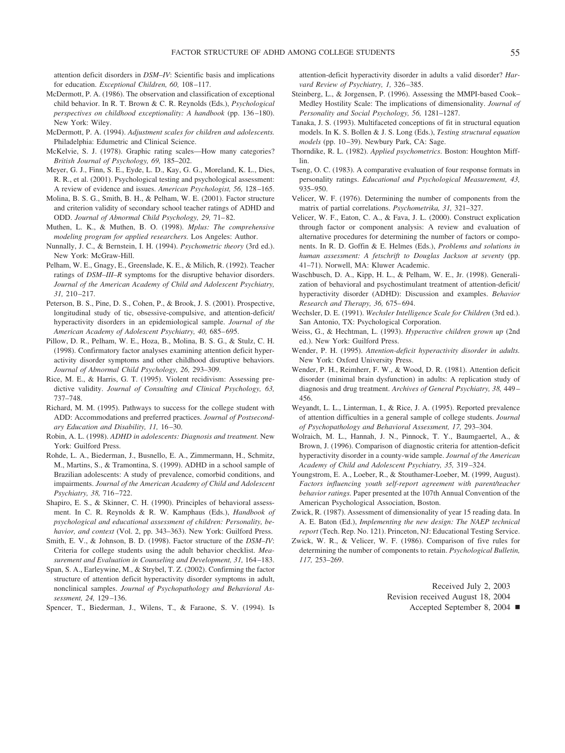attention deficit disorders in *DSM–IV*: Scientific basis and implications for education. *Exceptional Children, 60,* 108–117.

McDermott, P. A. (1986). The observation and classification of exceptional child behavior. In R. T. Brown & C. R. Reynolds (Eds.), *Psychological perspectives on childhood exceptionality: A handbook* (pp. 136–180). New York: Wiley.

McDermott, P. A. (1994). *Adjustment scales for children and adolescents.* Philadelphia: Edumetric and Clinical Science.

McKelvie, S. J. (1978). Graphic rating scales—How many categories? *British Journal of Psychology, 69,* 185–202.

Meyer, G. J., Finn, S. E., Eyde, L. D., Kay, G. G., Moreland, K. L., Dies, R. R., et al. (2001). Psychological testing and psychological assessment: A review of evidence and issues. *American Psychologist, 56,* 128–165.

Molina, B. S. G., Smith, B. H., & Pelham, W. E. (2001). Factor structure and criterion validity of secondary school teacher ratings of ADHD and ODD. *Journal of Abnormal Child Psychology, 29,* 71–82.

Muthen, L. K., & Muthen, B. O. (1998). *Mplus: The comprehensive modeling program for applied researchers.* Los Angeles: Author.

Nunnally, J. C., & Bernstein, I. H. (1994). *Psychometric theory* (3rd ed.). New York: McGraw-Hill.

Pelham, W. E., Gnagy, E., Greenslade, K. E., & Milich, R. (1992). Teacher ratings of *DSM–III–R* symptoms for the disruptive behavior disorders. *Journal of the American Academy of Child and Adolescent Psychiatry, 31,* 210–217.

Peterson, B. S., Pine, D. S., Cohen, P., & Brook, J. S. (2001). Prospective, longitudinal study of tic, obsessive-compulsive, and attention-deficit/hyperactivity disorders in an epidemiological sample. *Journal of the American Academy of Adolescent Psychiatry, 40,* 685–695.

Pillow, D. R., Pelham, W. E., Hoza, B., Molina, B. S. G., & Stulz, C. H. (1998). Confirmatory factor analyses examining attention deficit hyperactivity disorder symptoms and other childhood disruptive behaviors. *Journal of Abnormal Child Psychology, 26,* 293–309.

Rice, M. E., & Harris, G. T. (1995). Violent recidivism: Assessing predictive validity. *Journal of Consulting and Clinical Psychology, 63,* 737–748.

Richard, M. M. (1995). Pathways to success for the college student with ADD: Accommodations and preferred practices. *Journal of Postsecondary Education and Disability, 11,* 16–30.

Robin, A. L. (1998). *ADHD in adolescents: Diagnosis and treatment.* New York: Guilford Press.

Rohde, L. A., Biederman, J., Busnello, E. A., Zimmermann, H., Schmitz, M., Martins, S., & Tramontina, S. (1999). ADHD in a school sample of Brazilian adolescents: A study of prevalence, comorbid conditions, and impairments. *Journal of the American Academy of Child and Adolescent Psychiatry, 38,* 716–722.

Shapiro, E. S., & Skinner, C. H. (1990). Principles of behavioral assessment. In C. R. Reynolds & R. W. Kamphaus (Eds.), *Handbook of psychological and educational assessment of children: Personality, behavior, and context* (Vol. 2, pp. 343–363). New York: Guilford Press.

Smith, E. V., & Johnson, B. D. (1998). Factor structure of the *DSM–IV*: Criteria for college students using the adult behavior checklist. *Measurement and Evaluation in Counseling and Development, 31,* 164–183.

Span, S. A., Earleywine, M., & Strybel, T. Z. (2002). Confirming the factor structure of attention deficit hyperactivity disorder symptoms in adult, nonclinical samples. *Journal of Psychopathology and Behavioral Assessment, 24,* 129–136.

Spencer, T., Biederman, J., Wilens, T., & Faraone, S. V. (1994). Is attention-deficit hyperactivity disorder in adults a valid disorder? *Harvard Review of Psychiatry, 1,* 326–385.

Steinberg, L., & Jorgensen, P. (1996). Assessing the MMPI-based Cook–Medley Hostility Scale: The implications of dimensionality. *Journal of Personality and Social Psychology, 56,* 1281–1287.

Tanaka, J. S. (1993). Multifaceted conceptions of fit in structural equation models. In K. S. Bollen & J. S. Long (Eds.), *Testing structural equation models* (pp. 10–39). Newbury Park, CA: Sage.

Thorndike, R. L. (1982). *Applied psychometrics*. Boston: Houghton Mifflin.

Tseng, O. C. (1983). A comparative evaluation of four response formats in personality ratings. *Educational and Psychological Measurement, 43,* 935–950.

Velicer, W. F. (1976). Determining the number of components from the matrix of partial correlations. *Psychometrika, 31,* 321–327.

Velicer, W. F., Eaton, C. A., & Fava, J. L. (2000). Construct explication through factor or component analysis: A review and evaluation of alternative procedures for determining the number of factors or components. In R. D. Goffin & E. Helmes (Eds.), *Problems and solutions in human assessment: A fetschrift to Douglas Jackson at seventy* (pp. 41–71). Norwell, MA: Kluwer Academic.

Waschbusch, D. A., Kipp, H. L., & Pelham, W. E., Jr. (1998). Generalization of behavioral and psychostimulant treatment of attention-deficit/hyperactivity disorder (ADHD): Discussion and examples. *Behavior Research and Therapy, 36,* 675–694.

Wechsler, D. E. (1991). *Wechsler Intelligence Scale for Children* (3rd ed.). San Antonio, TX: Psychological Corporation.

Weiss, G., & Hechtman, L. (1993). *Hyperactive children grown up* (2nd ed.). New York: Guilford Press.

Wender, P. H. (1995). *Attention-deficit hyperactivity disorder in adults.* New York: Oxford University Press.

Wender, P. H., Reimherr, F. W., & Wood, D. R. (1981). Attention deficit disorder (minimal brain dysfunction) in adults: A replication study of diagnosis and drug treatment. *Archives of General Psychiatry, 38,* 449–456.

Weyandt, L. L., Linterman, I., & Rice, J. A. (1995). Reported prevalence of attention difficulties in a general sample of college students. *Journal of Psychopathology and Behavioral Assessment, 17,* 293–304.

Wolraich, M. L., Hannah, J. N., Pinnock, T. Y., Baumgaertel, A., & Brown, J. (1996). Comparison of diagnostic criteria for attention-deficit hyperactivity disorder in a county-wide sample. *Journal of the American Academy of Child and Adolescent Psychiatry, 35,* 319–324.

Youngstrom, E. A., Loeber, R., & Stouthamer-Loeber, M. (1999, August). *Factors influencing youth self-report agreement with parent/teacher behavior ratings.* Paper presented at the 107th Annual Convention of the American Psychological Association, Boston.

Zwick, R. (1987). Assessment of dimensionality of year 15 reading data. In A. E. Baton (Ed.), *Implementing the new design: The NAEP technical report* (Tech. Rep. No. 121). Princeton, NJ: Educational Testing Service.

Zwick, W. R., & Velicer, W. F. (1986). Comparison of five rules for determining the number of components to retain. *Psychological Bulletin, 117,* 253–269.

Received July 2, 2003
Revision received August 18, 2004
Accepted September 8, 2004 ■